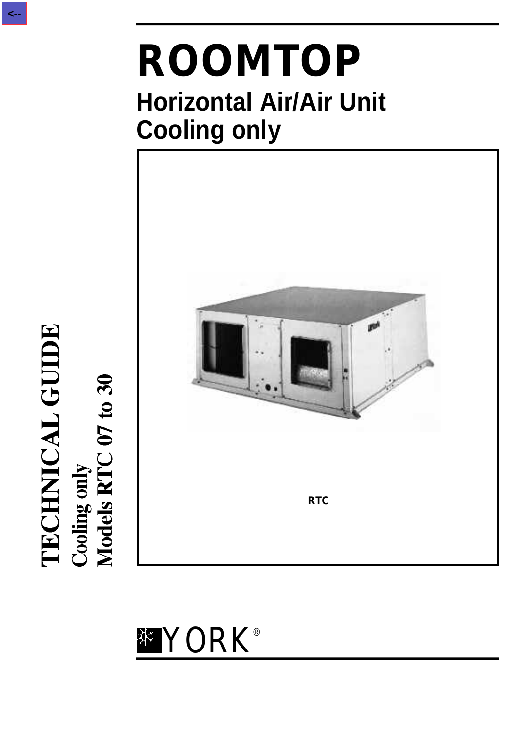# ROOMTOP

## Horizontal Air/Air Unit
## Cooling only

RTC

**TECHNICAL GUIDE**

**Cooling only**

**Models RTC 07 to 30**

YORK®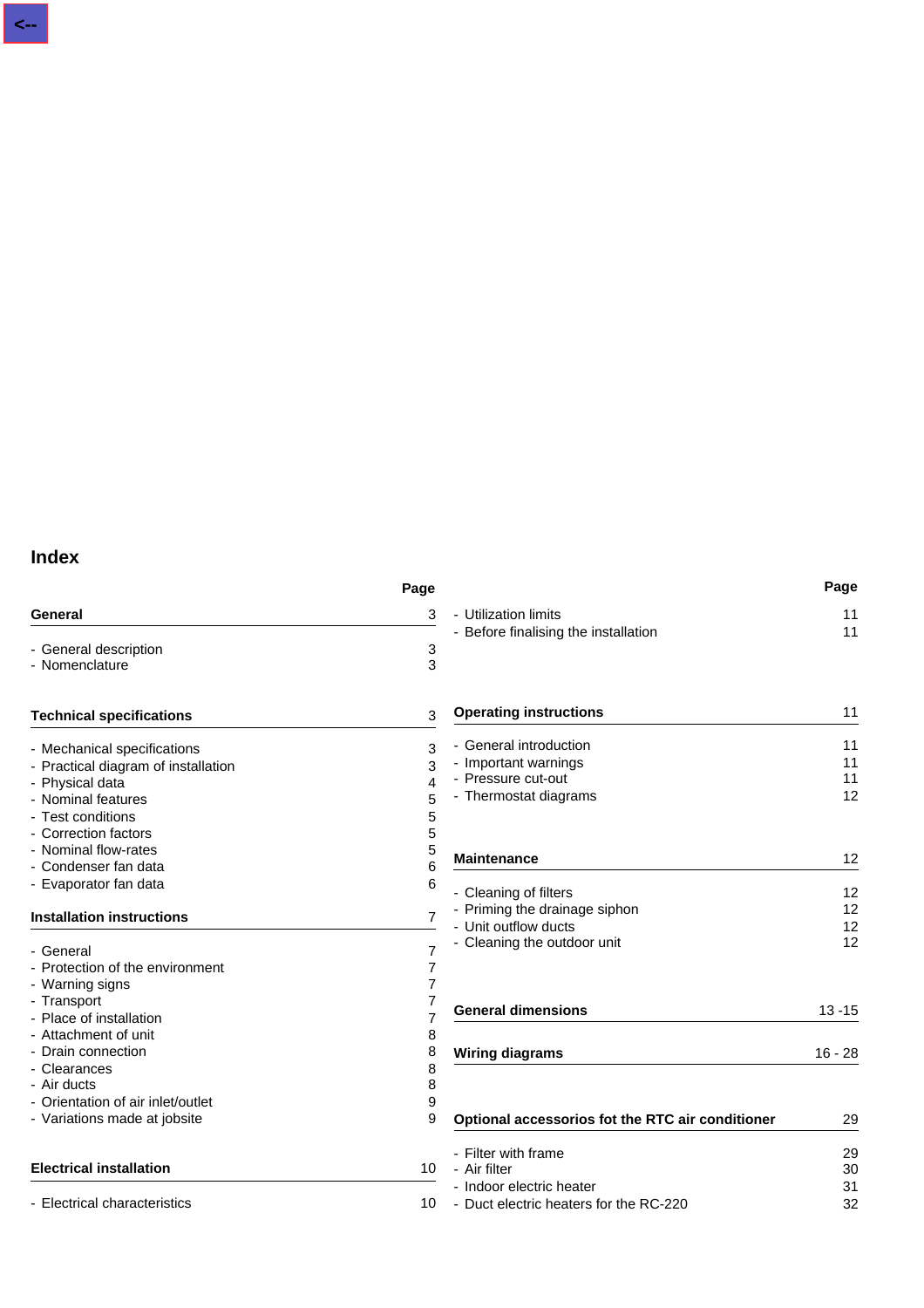# Index

| | Page |
|---|---|
| **General** | 3 |
| - General description | 3 |
| - Nomenclature | 3 |
| **Technical specifications** | 3 |
| - Mechanical specifications | 3 |
| - Practical diagram of installation | 3 |
| - Physical data | 4 |
| - Nominal features | 5 |
| - Test conditions | 5 |
| - Correction factors | 5 |
| - Nominal flow-rates | 5 |
| - Condenser fan data | 6 |
| - Evaporator fan data | 6 |
| **Installation instructions** | 7 |
| - General | 7 |
| - Protection of the environment | 7 |
| - Warning signs | 7 |
| - Transport | 7 |
| - Place of installation | 7 |
| - Attachment of unit | 8 |
| - Drain connection | 8 |
| - Clearances | 8 |
| - Air ducts | 8 |
| - Orientation of air inlet/outlet | 9 |
| - Variations made at jobsite | 9 |
| **Electrical installation** | 10 |
| - Electrical characteristics | 10 |
| - Utilization limits | 11 |
| - Before finalising the installation | 11 |
| **Operating instructions** | 11 |
| - General introduction | 11 |
| - Important warnings | 11 |
| - Pressure cut-out | 11 |
| - Thermostat diagrams | 12 |
| **Maintenance** | 12 |
| - Cleaning of filters | 12 |
| - Priming the drainage siphon | 12 |
| - Unit outflow ducts | 12 |
| - Cleaning the outdoor unit | 12 |
| **General dimensions** | 13 -15 |
| **Wiring diagrams** | 16 - 28 |
| **Optional accessorios fot the RTC air conditioner** | 29 |
| - Filter with frame | 29 |
| - Air filter | 30 |
| - Indoor electric heater | 31 |
| - Duct electric heaters for the RC-220 | 32 |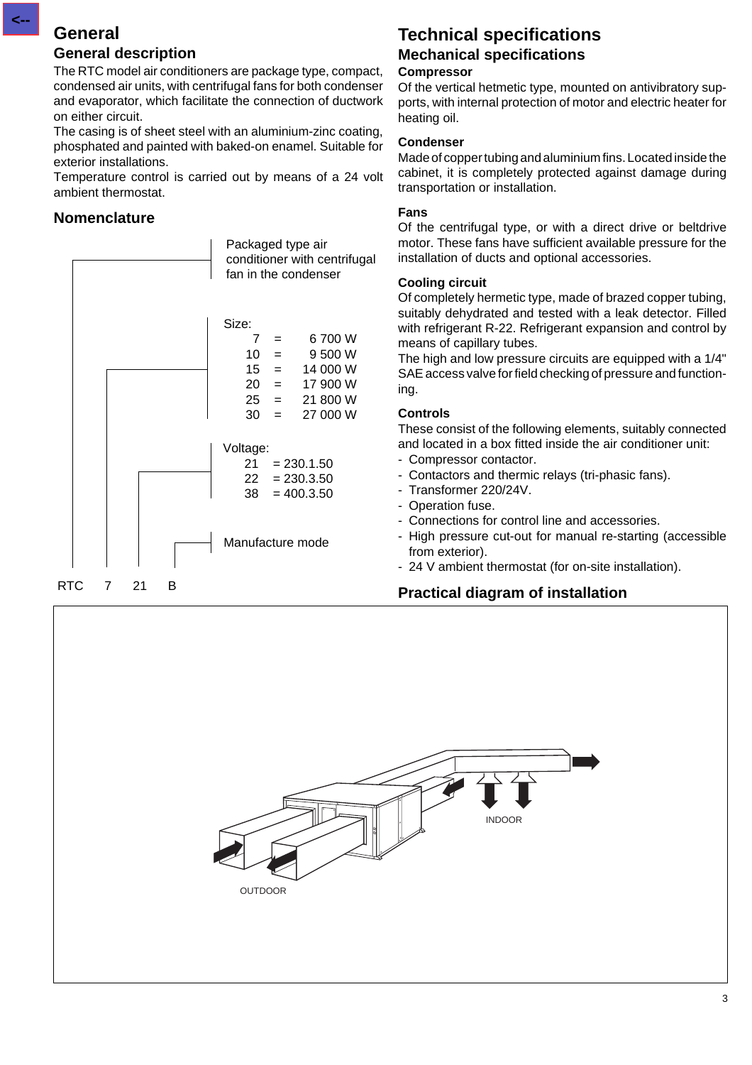# General

## General description

The RTC model air conditioners are package type, compact, condensed air units, with centrifugal fans for both condenser and evaporator, which facilitate the connection of ductwork on either circuit.

The casing is of sheet steel with an aluminium-zinc coating, phosphated and painted with baked-on enamel. Suitable for exterior installations.

Temperature control is carried out by means of a 24 volt ambient thermostat.

## Nomenclature

RTC 7 21 B

- RTC: Packaged type air conditioner with centrifugal fan in the condenser
- 7: Size:
  - 7 = 6 700 W
  - 10 = 9 500 W
  - 15 = 14 000 W
  - 20 = 17 900 W
  - 25 = 21 800 W
  - 30 = 27 000 W
- 21: Voltage:
  - 21 = 230.1.50
  - 22 = 230.3.50
  - 38 = 400.3.50
- B: Manufacture mode

# Technical specifications

## Mechanical specifications

### Compressor

Of the vertical hetmetic type, mounted on antivibratory supports, with internal protection of motor and electric heater for heating oil.

### Condenser

Made of copper tubing and aluminium fins. Located inside the cabinet, it is completely protected against damage during transportation or installation.

### Fans

Of the centrifugal type, or with a direct drive or beltdrive motor. These fans have sufficient available pressure for the installation of ducts and optional accessories.

### Cooling circuit

Of completely hermetic type, made of brazed copper tubing, suitably dehydrated and tested with a leak detector. Filled with refrigerant R-22. Refrigerant expansion and control by means of capillary tubes.

The high and low pressure circuits are equipped with a 1/4" SAE access valve for field checking of pressure and functioning.

### Controls

These consist of the following elements, suitably connected and located in a box fitted inside the air conditioner unit:

- Compressor contactor.
- Contactors and thermic relays (tri-phasic fans).
- Transformer 220/24V.
- Operation fuse.
- Connections for control line and accessories.
- High pressure cut-out for manual re-starting (accessible from exterior).
- 24 V ambient thermostat (for on-site installation).

## Practical diagram of installation

INDOOR

OUTDOOR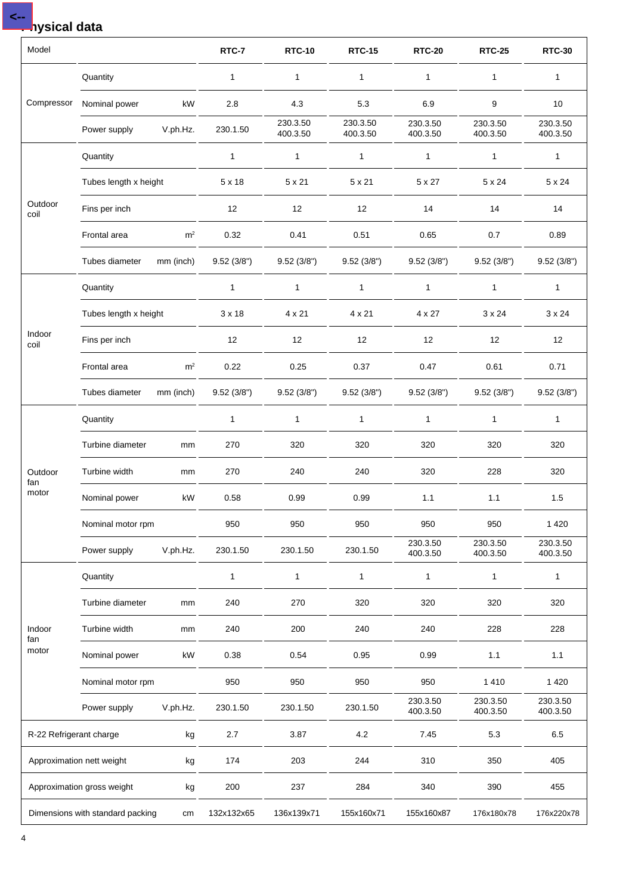# Physical data

| Model | | | RTC-7 | RTC-10 | RTC-15 | RTC-20 | RTC-25 | RTC-30 |
|---|---|---|---|---|---|---|---|---|
| Compressor | Quantity | | 1 | 1 | 1 | 1 | 1 | 1 |
| | Nominal power | kW | 2.8 | 4.3 | 5.3 | 6.9 | 9 | 10 |
| | Power supply | V.ph.Hz. | 230.1.50 | 230.3.50 400.3.50 | 230.3.50 400.3.50 | 230.3.50 400.3.50 | 230.3.50 400.3.50 | 230.3.50 400.3.50 |
| Outdoor coil | Quantity | | 1 | 1 | 1 | 1 | 1 | 1 |
| | Tubes length x height | | 5 x 18 | 5 x 21 | 5 x 21 | 5 x 27 | 5 x 24 | 5 x 24 |
| | Fins per inch | | 12 | 12 | 12 | 14 | 14 | 14 |
| | Frontal area | $m^2$ | 0.32 | 0.41 | 0.51 | 0.65 | 0.7 | 0.89 |
| | Tubes diameter | mm (inch) | 9.52 (3/8") | 9.52 (3/8") | 9.52 (3/8") | 9.52 (3/8") | 9.52 (3/8") | 9.52 (3/8") |
| Indoor coil | Quantity | | 1 | 1 | 1 | 1 | 1 | 1 |
| | Tubes length x height | | 3 x 18 | 4 x 21 | 4 x 21 | 4 x 27 | 3 x 24 | 3 x 24 |
| | Fins per inch | | 12 | 12 | 12 | 12 | 12 | 12 |
| | Frontal area | $m^2$ | 0.22 | 0.25 | 0.37 | 0.47 | 0.61 | 0.71 |
| | Tubes diameter | mm (inch) | 9.52 (3/8") | 9.52 (3/8") | 9.52 (3/8") | 9.52 (3/8") | 9.52 (3/8") | 9.52 (3/8") |
| Outdoor fan motor | Quantity | | 1 | 1 | 1 | 1 | 1 | 1 |
| | Turbine diameter | mm | 270 | 320 | 320 | 320 | 320 | 320 |
| | Turbine width | mm | 270 | 240 | 240 | 320 | 228 | 320 |
| | Nominal power | kW | 0.58 | 0.99 | 0.99 | 1.1 | 1.1 | 1.5 |
| | Nominal motor rpm | | 950 | 950 | 950 | 950 | 950 | 1 420 |
| | Power supply | V.ph.Hz. | 230.1.50 | 230.1.50 | 230.1.50 | 230.3.50 400.3.50 | 230.3.50 400.3.50 | 230.3.50 400.3.50 |
| Indoor fan motor | Quantity | | 1 | 1 | 1 | 1 | 1 | 1 |
| | Turbine diameter | mm | 240 | 270 | 320 | 320 | 320 | 320 |
| | Turbine width | mm | 240 | 200 | 240 | 240 | 228 | 228 |
| | Nominal power | kW | 0.38 | 0.54 | 0.95 | 0.99 | 1.1 | 1.1 |
| | Nominal motor rpm | | 950 | 950 | 950 | 950 | 1 410 | 1 420 |
| | Power supply | V.ph.Hz. | 230.1.50 | 230.1.50 | 230.1.50 | 230.3.50 400.3.50 | 230.3.50 400.3.50 | 230.3.50 400.3.50 |
| R-22 Refrigerant charge | | kg | 2.7 | 3.87 | 4.2 | 7.45 | 5.3 | 6.5 |
| Approximation nett weight | | kg | 174 | 203 | 244 | 310 | 350 | 405 |
| Approximation gross weight | | kg | 200 | 237 | 284 | 340 | 390 | 455 |
| Dimensions with standard packing | | cm | 132x132x65 | 136x139x71 | 155x160x71 | 155x160x87 | 176x180x78 | 176x220x78 |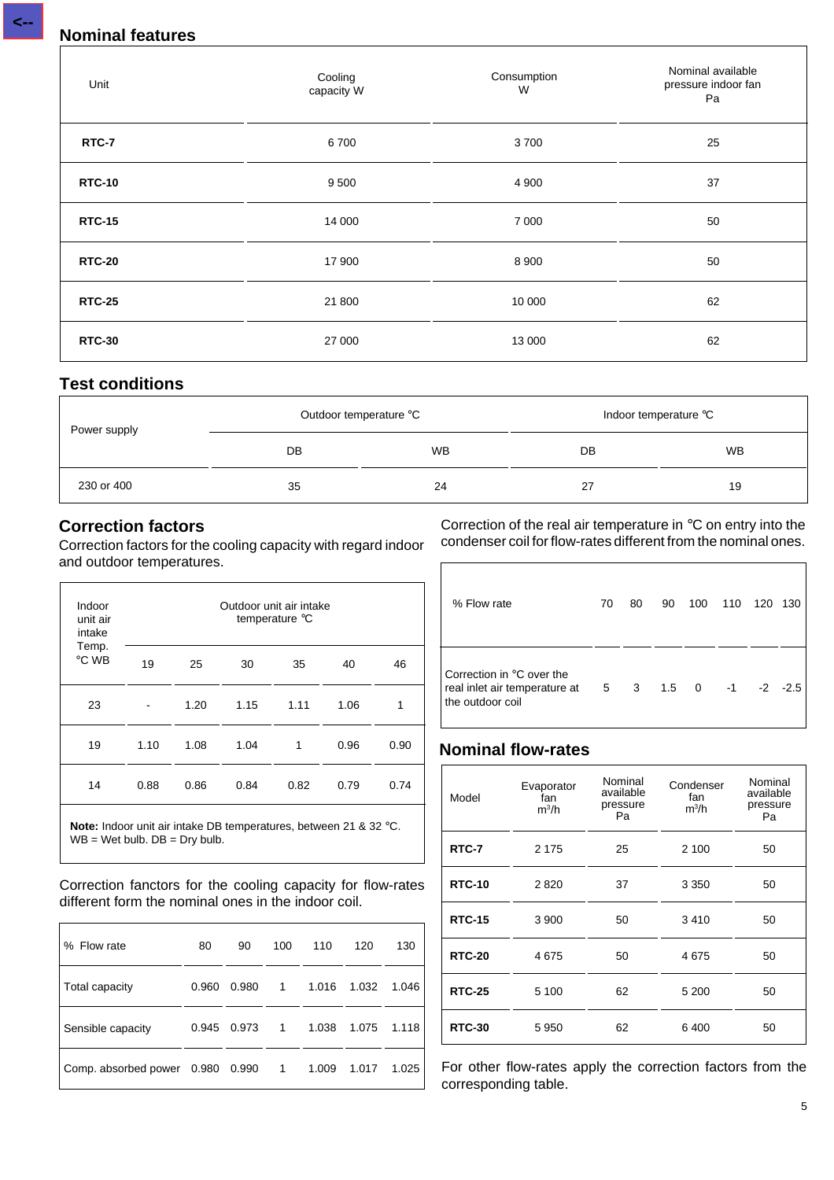## Nominal features

| Unit | Cooling capacity W | Consumption W | Nominal available pressure indoor fan Pa |
|---|---|---|---|
| **RTC-7** | 6 700 | 3 700 | 25 |
| **RTC-10** | 9 500 | 4 900 | 37 |
| **RTC-15** | 14 000 | 7 000 | 50 |
| **RTC-20** | 17 900 | 8 900 | 50 |
| **RTC-25** | 21 800 | 10 000 | 62 |
| **RTC-30** | 27 000 | 13 000 | 62 |

## Test conditions

| Power supply | Outdoor temperature °C | | Indoor temperature °C | |
|---|---|---|---|---|
| | DB | WB | DB | WB |
| 230 or 400 | 35 | 24 | 27 | 19 |

## Correction factors

Correction factors for the cooling capacity with regard indoor and outdoor temperatures.

| Indoor unit air intake Temp. °C WB | Outdoor unit air intake temperature °C | | | | | |
|---|---|---|---|---|---|---|
| | 19 | 25 | 30 | 35 | 40 | 46 |
| 23 | - | 1.20 | 1.15 | 1.11 | 1.06 | 1 |
| 19 | 1.10 | 1.08 | 1.04 | 1 | 0.96 | 0.90 |
| 14 | 0.88 | 0.86 | 0.84 | 0.82 | 0.79 | 0.74 |

**Note:** Indoor unit air intake DB temperatures, between 21 & 32 °C. WB = Wet bulb. DB = Dry bulb.

Correction fanctors for the cooling capacity for flow-rates different form the nominal ones in the indoor coil.

| % Flow rate | 80 | 90 | 100 | 110 | 120 | 130 |
|---|---|---|---|---|---|---|
| Total capacity | 0.960 | 0.980 | 1 | 1.016 | 1.032 | 1.046 |
| Sensible capacity | 0.945 | 0.973 | 1 | 1.038 | 1.075 | 1.118 |
| Comp. absorbed power | 0.980 | 0.990 | 1 | 1.009 | 1.017 | 1.025 |

Correction of the real air temperature in °C on entry into the condenser coil for flow-rates different from the nominal ones.

| % Flow rate | 70 | 80 | 90 | 100 | 110 | 120 | 130 |
|---|---|---|---|---|---|---|---|
| Correction in °C over the real inlet air temperature at the outdoor coil | 5 | 3 | 1.5 | 0 | -1 | -2 | -2.5 |

## Nominal flow-rates

| Model | Evaporator fan m³/h | Nominal available pressure Pa | Condenser fan m³/h | Nominal available pressure Pa |
|---|---|---|---|---|
| **RTC-7** | 2 175 | 25 | 2 100 | 50 |
| **RTC-10** | 2 820 | 37 | 3 350 | 50 |
| **RTC-15** | 3 900 | 50 | 3 410 | 50 |
| **RTC-20** | 4 675 | 50 | 4 675 | 50 |
| **RTC-25** | 5 100 | 62 | 5 200 | 50 |
| **RTC-30** | 5 950 | 62 | 6 400 | 50 |

For other flow-rates apply the correction factors from the corresponding table.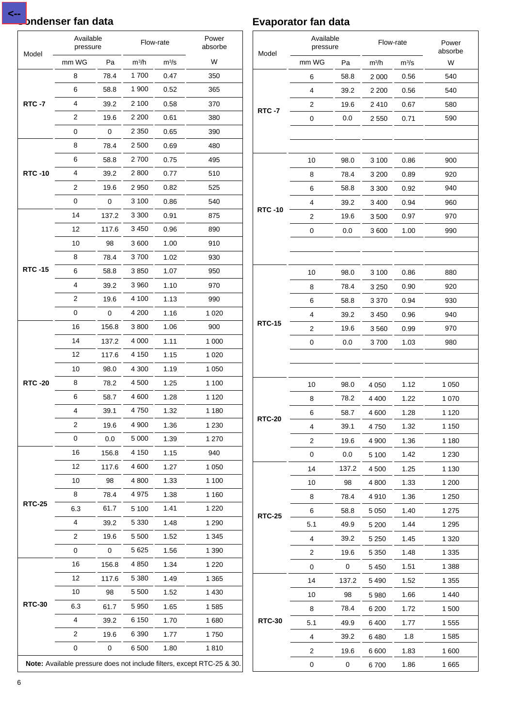## Condenser fan data

| Model | Available pressure | | Flow-rate | | Power absorbe |
|---|---|---|---|---|---|
| | mm WG | Pa | m³/h | m³/s | W |
| RTC -7 | 8 | 78.4 | 1 700 | 0.47 | 350 |
| | 6 | 58.8 | 1 900 | 0.52 | 365 |
| | 4 | 39.2 | 2 100 | 0.58 | 370 |
| | 2 | 19.6 | 2 200 | 0.61 | 380 |
| | 0 | 0 | 2 350 | 0.65 | 390 |
| RTC -10 | 8 | 78.4 | 2 500 | 0.69 | 480 |
| | 6 | 58.8 | 2 700 | 0.75 | 495 |
| | 4 | 39.2 | 2 800 | 0.77 | 510 |
| | 2 | 19.6 | 2 950 | 0.82 | 525 |
| | 0 | 0 | 3 100 | 0.86 | 540 |
| RTC -15 | 14 | 137.2 | 3 300 | 0.91 | 875 |
| | 12 | 117.6 | 3 450 | 0.96 | 890 |
| | 10 | 98 | 3 600 | 1.00 | 910 |
| | 8 | 78.4 | 3 700 | 1.02 | 930 |
| | 6 | 58.8 | 3 850 | 1.07 | 950 |
| | 4 | 39.2 | 3 960 | 1.10 | 970 |
| | 2 | 19.6 | 4 100 | 1.13 | 990 |
| | 0 | 0 | 4 200 | 1.16 | 1 020 |
| RTC -20 | 16 | 156.8 | 3 800 | 1.06 | 900 |
| | 14 | 137.2 | 4 000 | 1.11 | 1 000 |
| | 12 | 117.6 | 4 150 | 1.15 | 1 020 |
| | 10 | 98.0 | 4 300 | 1.19 | 1 050 |
| | 8 | 78.2 | 4 500 | 1.25 | 1 100 |
| | 6 | 58.7 | 4 600 | 1.28 | 1 120 |
| | 4 | 39.1 | 4 750 | 1.32 | 1 180 |
| | 2 | 19.6 | 4 900 | 1.36 | 1 230 |
| | 0 | 0.0 | 5 000 | 1.39 | 1 270 |
| RTC-25 | 16 | 156.8 | 4 150 | 1.15 | 940 |
| | 12 | 117.6 | 4 600 | 1.27 | 1 050 |
| | 10 | 98 | 4 800 | 1.33 | 1 100 |
| | 8 | 78.4 | 4 975 | 1.38 | 1 160 |
| | 6.3 | 61.7 | 5 100 | 1.41 | 1 220 |
| | 4 | 39.2 | 5 330 | 1.48 | 1 290 |
| | 2 | 19.6 | 5 500 | 1.52 | 1 345 |
| | 0 | 0 | 5 625 | 1.56 | 1 390 |
| RTC-30 | 16 | 156.8 | 4 850 | 1.34 | 1 220 |
| | 12 | 117.6 | 5 380 | 1.49 | 1 365 |
| | 10 | 98 | 5 500 | 1.52 | 1 430 |
| | 6.3 | 61.7 | 5 950 | 1.65 | 1 585 |
| | 4 | 39.2 | 6 150 | 1.70 | 1 680 |
| | 2 | 19.6 | 6 390 | 1.77 | 1 750 |
| | 0 | 0 | 6 500 | 1.80 | 1 810 |

**Note:** Available pressure does not include filters, except RTC-25 & 30.

## Evaporator fan data

| Model | Available pressure | | Flow-rate | | Power absorbe |
|---|---|---|---|---|---|
| | mm WG | Pa | m³/h | m³/s | W |
| RTC -7 | 6 | 58.8 | 2 000 | 0.56 | 540 |
| | 4 | 39.2 | 2 200 | 0.56 | 540 |
| | 2 | 19.6 | 2 410 | 0.67 | 580 |
| | 0 | 0.0 | 2 550 | 0.71 | 590 |
| RTC -10 | 10 | 98.0 | 3 100 | 0.86 | 900 |
| | 8 | 78.4 | 3 200 | 0.89 | 920 |
| | 6 | 58.8 | 3 300 | 0.92 | 940 |
| | 4 | 39.2 | 3 400 | 0.94 | 960 |
| | 2 | 19.6 | 3 500 | 0.97 | 970 |
| | 0 | 0.0 | 3 600 | 1.00 | 990 |
| RTC-15 | 10 | 98.0 | 3 100 | 0.86 | 880 |
| | 8 | 78.4 | 3 250 | 0.90 | 920 |
| | 6 | 58.8 | 3 370 | 0.94 | 930 |
| | 4 | 39.2 | 3 450 | 0.96 | 940 |
| | 2 | 19.6 | 3 560 | 0.99 | 970 |
| | 0 | 0.0 | 3 700 | 1.03 | 980 |
| RTC-20 | 10 | 98.0 | 4 050 | 1.12 | 1 050 |
| | 8 | 78.2 | 4 400 | 1.22 | 1 070 |
| | 6 | 58.7 | 4 600 | 1.28 | 1 120 |
| | 4 | 39.1 | 4 750 | 1.32 | 1 150 |
| | 2 | 19.6 | 4 900 | 1.36 | 1 180 |
| | 0 | 0.0 | 5 100 | 1.42 | 1 230 |
| RTC-25 | 14 | 137.2 | 4 500 | 1.25 | 1 130 |
| | 10 | 98 | 4 800 | 1.33 | 1 200 |
| | 8 | 78.4 | 4 910 | 1.36 | 1 250 |
| | 6 | 58.8 | 5 050 | 1.40 | 1 275 |
| | 5.1 | 49.9 | 5 200 | 1.44 | 1 295 |
| | 4 | 39.2 | 5 250 | 1.45 | 1 320 |
| | 2 | 19.6 | 5 350 | 1.48 | 1 335 |
| | 0 | 0 | 5 450 | 1.51 | 1 388 |
| RTC-30 | 14 | 137.2 | 5 490 | 1.52 | 1 355 |
| | 10 | 98 | 5 980 | 1.66 | 1 440 |
| | 8 | 78.4 | 6 200 | 1.72 | 1 500 |
| | 5.1 | 49.9 | 6 400 | 1.77 | 1 555 |
| | 4 | 39.2 | 6 480 | 1.8 | 1 585 |
| | 2 | 19.6 | 6 600 | 1.83 | 1 600 |
| | 0 | 0 | 6 700 | 1.86 | 1 665 |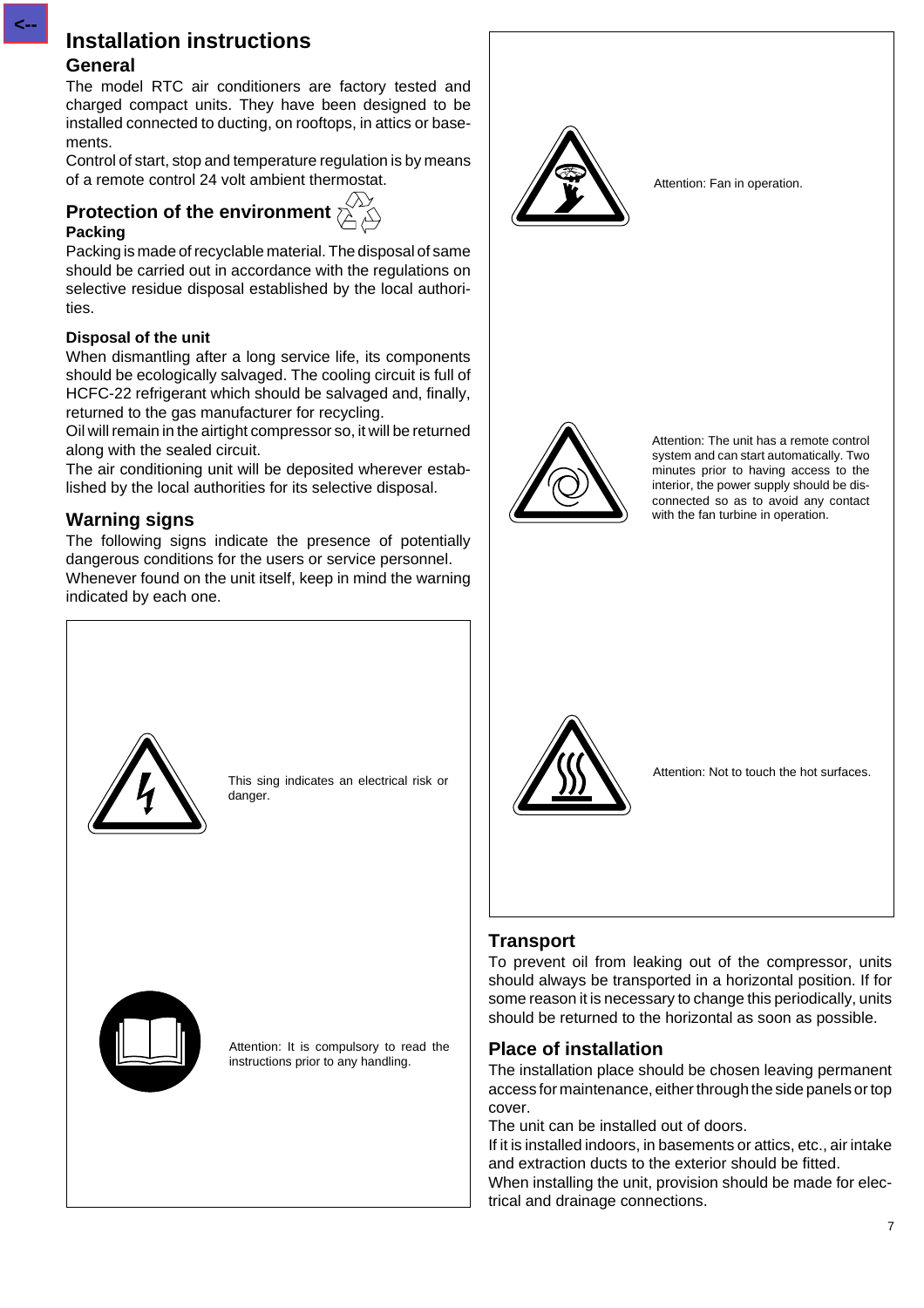# Installation instructions

## General

The model RTC air conditioners are factory tested and charged compact units. They have been designed to be installed connected to ducting, on rooftops, in attics or basements.

Control of start, stop and temperature regulation is by means of a remote control 24 volt ambient thermostat.

## Protection of the environment

### Packing

Packing is made of recyclable material. The disposal of same should be carried out in accordance with the regulations on selective residue disposal established by the local authorities.

### Disposal of the unit

When dismantling after a long service life, its components should be ecologically salvaged. The cooling circuit is full of HCFC-22 refrigerant which should be salvaged and, finally, returned to the gas manufacturer for recycling.

Oil will remain in the airtight compressor so, it will be returned along with the sealed circuit.

The air conditioning unit will be deposited wherever established by the local authorities for its selective disposal.

## Warning signs

The following signs indicate the presence of potentially dangerous conditions for the users or service personnel.

Whenever found on the unit itself, keep in mind the warning indicated by each one.

This sing indicates an electrical risk or danger.

Attention: It is compulsory to read the instructions prior to any handling.

Attention: Fan in operation.

Attention: The unit has a remote control system and can start automatically. Two minutes prior to having access to the interior, the power supply should be disconnected so as to avoid any contact with the fan turbine in operation.

Attention: Not to touch the hot surfaces.

## Transport

To prevent oil from leaking out of the compressor, units should always be transported in a horizontal position. If for some reason it is necessary to change this periodically, units should be returned to the horizontal as soon as possible.

## Place of installation

The installation place should be chosen leaving permanent access for maintenance, either through the side panels or top cover.

The unit can be installed out of doors.

If it is installed indoors, in basements or attics, etc., air intake and extraction ducts to the exterior should be fitted.

When installing the unit, provision should be made for electrical and drainage connections.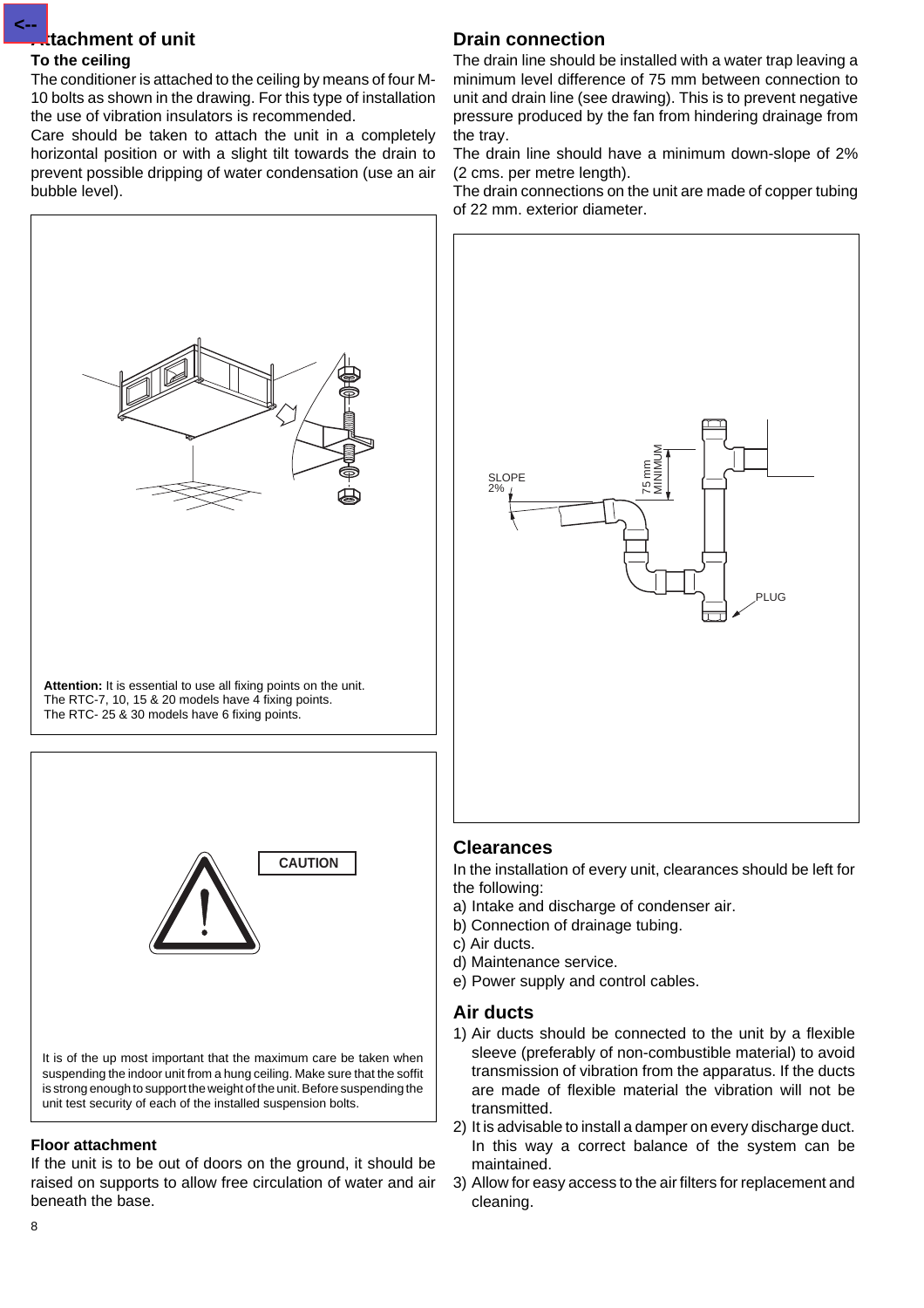## Attachment of unit

### To the ceiling

The conditioner is attached to the ceiling by means of four M-10 bolts as shown in the drawing. For this type of installation the use of vibration insulators is recommended.

Care should be taken to attach the unit in a completely horizontal position or with a slight tilt towards the drain to prevent possible dripping of water condensation (use an air bubble level).

**Attention:** It is essential to use all fixing points on the unit.
The RTC-7, 10, 15 & 20 models have 4 fixing points.
The RTC- 25 & 30 models have 6 fixing points.

**CAUTION**

It is of the up most important that the maximum care be taken when suspending the indoor unit from a hung ceiling. Make sure that the soffit is strong enough to support the weight of the unit. Before suspending the unit test security of each of the installed suspension bolts.

### Floor attachment

If the unit is to be out of doors on the ground, it should be raised on supports to allow free circulation of water and air beneath the base.

## Drain connection

The drain line should be installed with a water trap leaving a minimum level difference of 75 mm between connection to unit and drain line (see drawing). This is to prevent negative pressure produced by the fan from hindering drainage from the tray.

The drain line should have a minimum down-slope of 2% (2 cms. per metre length).

The drain connections on the unit are made of copper tubing of 22 mm. exterior diameter.

SLOPE 2%

75 mm MINIMUM

PLUG

## Clearances

In the installation of every unit, clearances should be left for the following:

a) Intake and discharge of condenser air.
b) Connection of drainage tubing.
c) Air ducts.
d) Maintenance service.
e) Power supply and control cables.

## Air ducts

1) Air ducts should be connected to the unit by a flexible sleeve (preferably of non-combustible material) to avoid transmission of vibration from the apparatus. If the ducts are made of flexible material the vibration will not be transmitted.
2) It is advisable to install a damper on every discharge duct. In this way a correct balance of the system can be maintained.
3) Allow for easy access to the air filters for replacement and cleaning.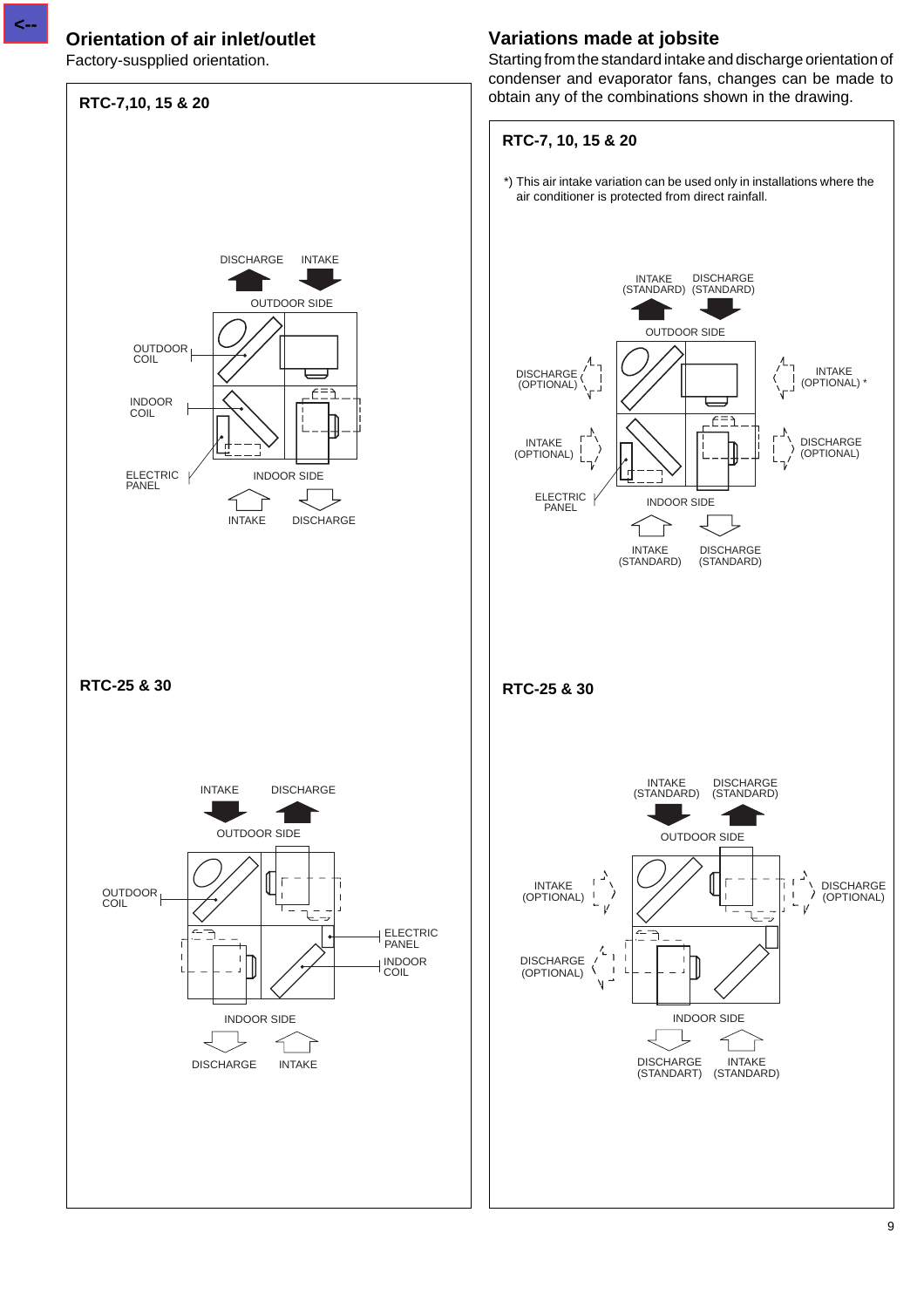## Orientation of air inlet/outlet

Factory-susspplied orientation.

### RTC-7,10, 15 & 20

DISCHARGE INTAKE

OUTDOOR SIDE

OUTDOOR COIL

INDOOR COIL

ELECTRIC PANEL

INDOOR SIDE

INTAKE DISCHARGE

### RTC-25 & 30

INTAKE DISCHARGE

OUTDOOR SIDE

OUTDOOR COIL

ELECTRIC PANEL

INDOOR COIL

INDOOR SIDE

DISCHARGE INTAKE

## Variations made at jobsite

Starting from the standard intake and discharge orientation of condenser and evaporator fans, changes can be made to obtain any of the combinations shown in the drawing.

### RTC-7, 10, 15 & 20

*) This air intake variation can be used only in installations where the air conditioner is protected from direct rainfall.

INTAKE (STANDARD) DISCHARGE (STANDARD)

OUTDOOR SIDE

DISCHARGE (OPTIONAL)

INTAKE (OPTIONAL) *

INTAKE (OPTIONAL)

DISCHARGE (OPTIONAL)

ELECTRIC PANEL

INDOOR SIDE

INTAKE (STANDARD) DISCHARGE (STANDARD)

### RTC-25 & 30

INTAKE (STANDARD) DISCHARGE (STANDARD)

OUTDOOR SIDE

INTAKE (OPTIONAL)

DISCHARGE (OPTIONAL)

DISCHARGE (OPTIONAL)

INDOOR SIDE

DISCHARGE (STANDART) INTAKE (STANDARD)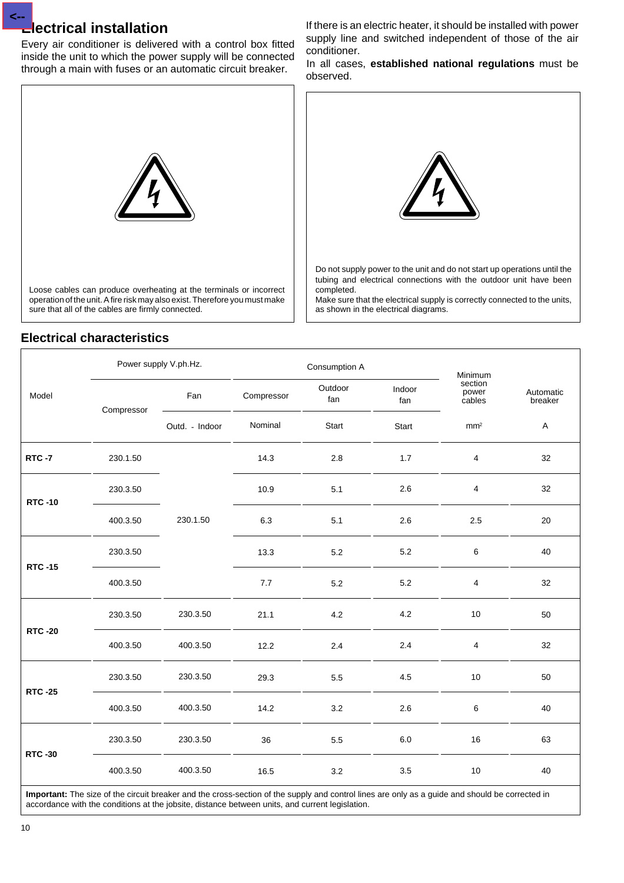## Electrical installation

Every air conditioner is delivered with a control box fitted inside the unit to which the power supply will be connected through a main with fuses or an automatic circuit breaker.

Loose cables can produce overheating at the terminals or incorrect operation of the unit. A fire risk may also exist. Therefore you must make sure that all of the cables are firmly connected.

If there is an electric heater, it should be installed with power supply line and switched independent of those of the air conditioner.

In all cases, **established national regulations** must be observed.

Do not supply power to the unit and do not start up operations until the tubing and electrical connections with the outdoor unit have been completed.

Make sure that the electrical supply is correctly connected to the units, as shown in the electrical diagrams.

## Electrical characteristics

| Model | Power supply V.ph.Hz. | | Consumption A | | | Minimum section power cables | Automatic breaker |
|---|---|---|---|---|---|---|---|
| | Compressor | Fan | Compressor | Outdoor fan | Indoor fan | | |
| | | Outd. - Indoor | Nominal | Start | Start | mm² | A |
| **RTC -7** | 230.1.50 | 230.1.50 | 14.3 | 2.8 | 1.7 | 4 | 32 |
| **RTC -10** | 230.3.50 | 230.1.50 | 10.9 | 5.1 | 2.6 | 4 | 32 |
| | 400.3.50 | 230.1.50 | 6.3 | 5.1 | 2.6 | 2.5 | 20 |
| **RTC -15** | 230.3.50 | 230.1.50 | 13.3 | 5.2 | 5.2 | 6 | 40 |
| | 400.3.50 | 230.1.50 | 7.7 | 5.2 | 5.2 | 4 | 32 |
| **RTC -20** | 230.3.50 | 230.3.50 | 21.1 | 4.2 | 4.2 | 10 | 50 |
| | 400.3.50 | 400.3.50 | 12.2 | 2.4 | 2.4 | 4 | 32 |
| **RTC -25** | 230.3.50 | 230.3.50 | 29.3 | 5.5 | 4.5 | 10 | 50 |
| | 400.3.50 | 400.3.50 | 14.2 | 3.2 | 2.6 | 6 | 40 |
| **RTC -30** | 230.3.50 | 230.3.50 | 36 | 5.5 | 6.0 | 16 | 63 |
| | 400.3.50 | 400.3.50 | 16.5 | 3.2 | 3.5 | 10 | 40 |

**Important:** The size of the circuit breaker and the cross-section of the supply and control lines are only as a guide and should be corrected in accordance with the conditions at the jobsite, distance between units, and current legislation.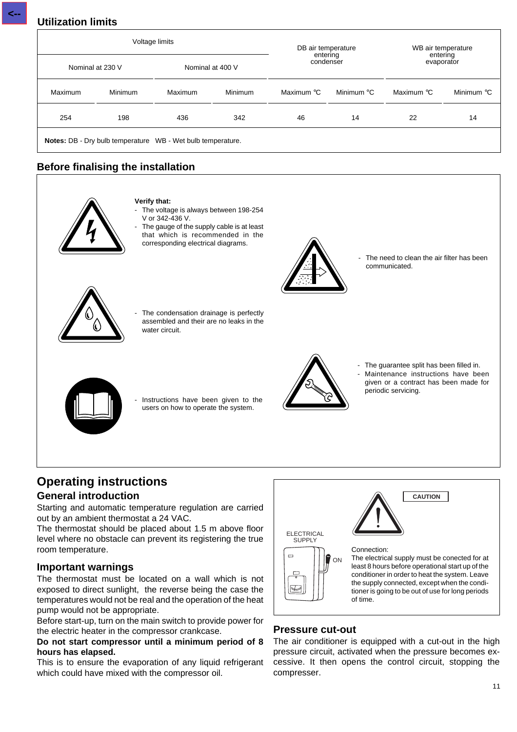## Utilization limits

| Voltage limits | | | | DB air temperature entering condenser | | WB air temperature entering evaporator | |
|---|---|---|---|---|---|---|---|
| Nominal at 230 V | | Nominal at 400 V | | | | | |
| Maximum | Minimum | Maximum | Minimum | Maximum °C | Minimum °C | Maximum °C | Minimum °C |
| 254 | 198 | 436 | 342 | 46 | 14 | 22 | 14 |

**Notes:** DB - Dry bulb temperature WB - Wet bulb temperature.

## Before finalising the installation

**Verify that:**

- The voltage is always between 198-254 V or 342-436 V.
- The gauge of the supply cable is at least that which is recommended in the corresponding electrical diagrams.
- The need to clean the air filter has been communicated.
- The condensation drainage is perfectly assembled and their are no leaks in the water circuit.
- The guarantee split has been filled in.
- Maintenance instructions have been given or a contract has been made for periodic servicing.
- Instructions have been given to the users on how to operate the system.

# Operating instructions

## General introduction

Starting and automatic temperature regulation are carried out by an ambient thermostat a 24 VAC.

The thermostat should be placed about 1.5 m above floor level where no obstacle can prevent its registering the true room temperature.

## Important warnings

The thermostat must be located on a wall which is not exposed to direct sunlight, the reverse being the case the temperatures would not be real and the operation of the heat pump would not be appropriate.

Before start-up, turn on the main switch to provide power for the electric heater in the compressor crankcase.

**Do not start compressor until a minimum period of 8 hours has elapsed.**

This is to ensure the evaporation of any liquid refrigerant which could have mixed with the compressor oil.

**CAUTION**

ELECTRICAL SUPPLY

ON

Connection:
The electrical supply must be conected for at least 8 hours before operational start up of the conditioner in order to heat the system. Leave the supply connected, except when the conditioner is going to be out of use for long periods of time.

## Pressure cut-out

The air conditioner is equipped with a cut-out in the high pressure circuit, activated when the pressure becomes excessive. It then opens the control circuit, stopping the compresser.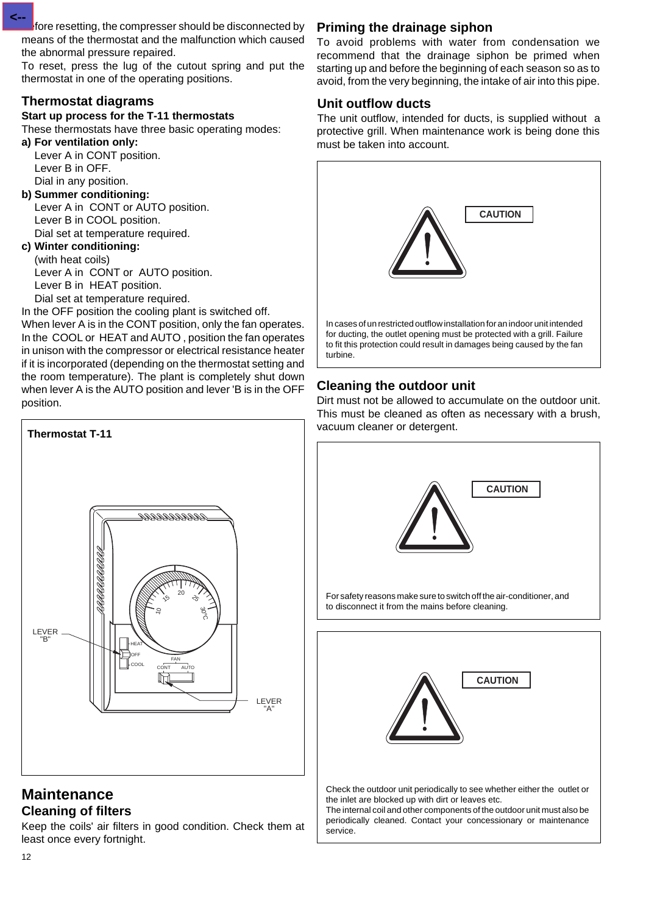Before resetting, the compresser should be disconnected by means of the thermostat and the malfunction which caused the abnormal pressure repaired.
To reset, press the lug of the cutout spring and put the thermostat in one of the operating positions.

## Thermostat diagrams

### Start up process for the T-11 thermostats

These thermostats have three basic operating modes:

**a) For ventilation only:**
Lever A in CONT position.
Lever B in OFF.
Dial in any position.

**b) Summer conditioning:**
Lever A in CONT or AUTO position.
Lever B in COOL position.
Dial set at temperature required.

**c) Winter conditioning:**
(with heat coils)
Lever A in CONT or AUTO position.
Lever B in HEAT position.
Dial set at temperature required.

In the OFF position the cooling plant is switched off.
When lever A is in the CONT position, only the fan operates. In the COOL or HEAT and AUTO , position the fan operates in unison with the compressor or electrical resistance heater if it is incorporated (depending on the thermostat setting and the room temperature). The plant is completely shut down when lever A is the AUTO position and lever 'B is in the OFF position.

**Thermostat T-11**

LEVER "B"
HEAT
OFF
COOL
FAN
CONT AUTO
LEVER "A"
10 15 20 25 30°C

## Maintenance

### Cleaning of filters

Keep the coils' air filters in good condition. Check them at least once every fortnight.

### Priming the drainage siphon

To avoid problems with water from condensation we recommend that the drainage siphon be primed when starting up and before the beginning of each season so as to avoid, from the very beginning, the intake of air into this pipe.

### Unit outflow ducts

The unit outflow, intended for ducts, is supplied without a protective grill. When maintenance work is being done this must be taken into account.

**CAUTION**

In cases of unrestricted outflow installation for an indoor unit intended for ducting, the outlet opening must be protected with a grill. Failure to fit this protection could result in damages being caused by the fan turbine.

### Cleaning the outdoor unit

Dirt must not be allowed to accumulate on the outdoor unit. This must be cleaned as often as necessary with a brush, vacuum cleaner or detergent.

**CAUTION**

For safety reasons make sure to switch off the air-conditioner, and to disconnect it from the mains before cleaning.

**CAUTION**

Check the outdoor unit periodically to see whether either the outlet or the inlet are blocked up with dirt or leaves etc.
The internal coil and other components of the outdoor unit must also be periodically cleaned. Contact your concessionary or maintenance service.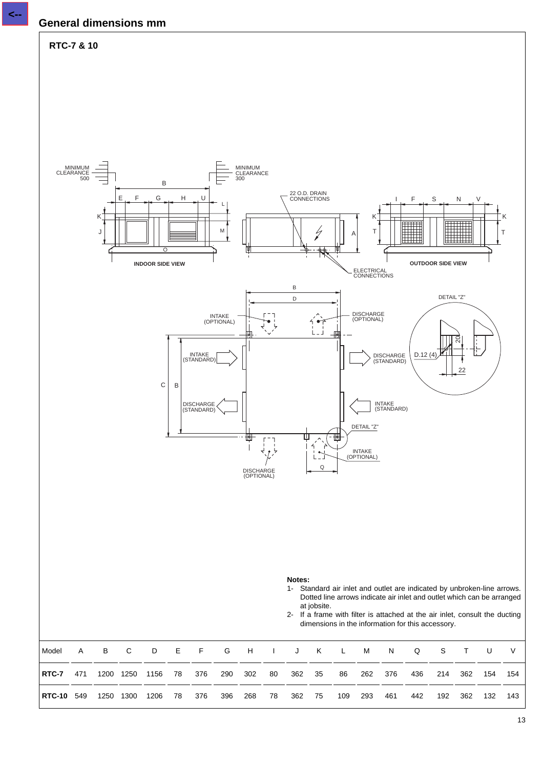## General dimensions mm

### RTC-7 & 10

MINIMUM CLEARANCE 500

MINIMUM CLEARANCE 300

22 O.D. DRAIN CONNECTIONS

ELECTRICAL CONNECTIONS

INDOOR SIDE VIEW

OUTDOOR SIDE VIEW

DETAIL "Z"

INTAKE (OPTIONAL)

DISCHARGE (OPTIONAL)

INTAKE (STANDARD)

DISCHARGE (STANDARD)

DISCHARGE (STANDARD)

INTAKE (STANDARD)

INTAKE (OPTIONAL)

DISCHARGE (OPTIONAL)

D.12 (4)

**Notes:**

1- Standard air inlet and outlet are indicated by unbroken-line arrows. Dotted line arrows indicate air inlet and outlet which can be arranged at jobsite.

2- If a frame with filter is attached at the air inlet, consult the ducting dimensions in the information for this accessory.

| Model | A | B | C | D | E | F | G | H | I | J | K | L | M | N | Q | S | T | U | V |
|---|---|---|---|---|---|---|---|---|---|---|---|---|---|---|---|---|---|---|---|
| **RTC-7** | 471 | 1200 | 1250 | 1156 | 78 | 376 | 290 | 302 | 80 | 362 | 35 | 86 | 262 | 376 | 436 | 214 | 362 | 154 | 154 |
| **RTC-10** | 549 | 1250 | 1300 | 1206 | 78 | 376 | 396 | 268 | 78 | 362 | 75 | 109 | 293 | 461 | 442 | 192 | 362 | 132 | 143 |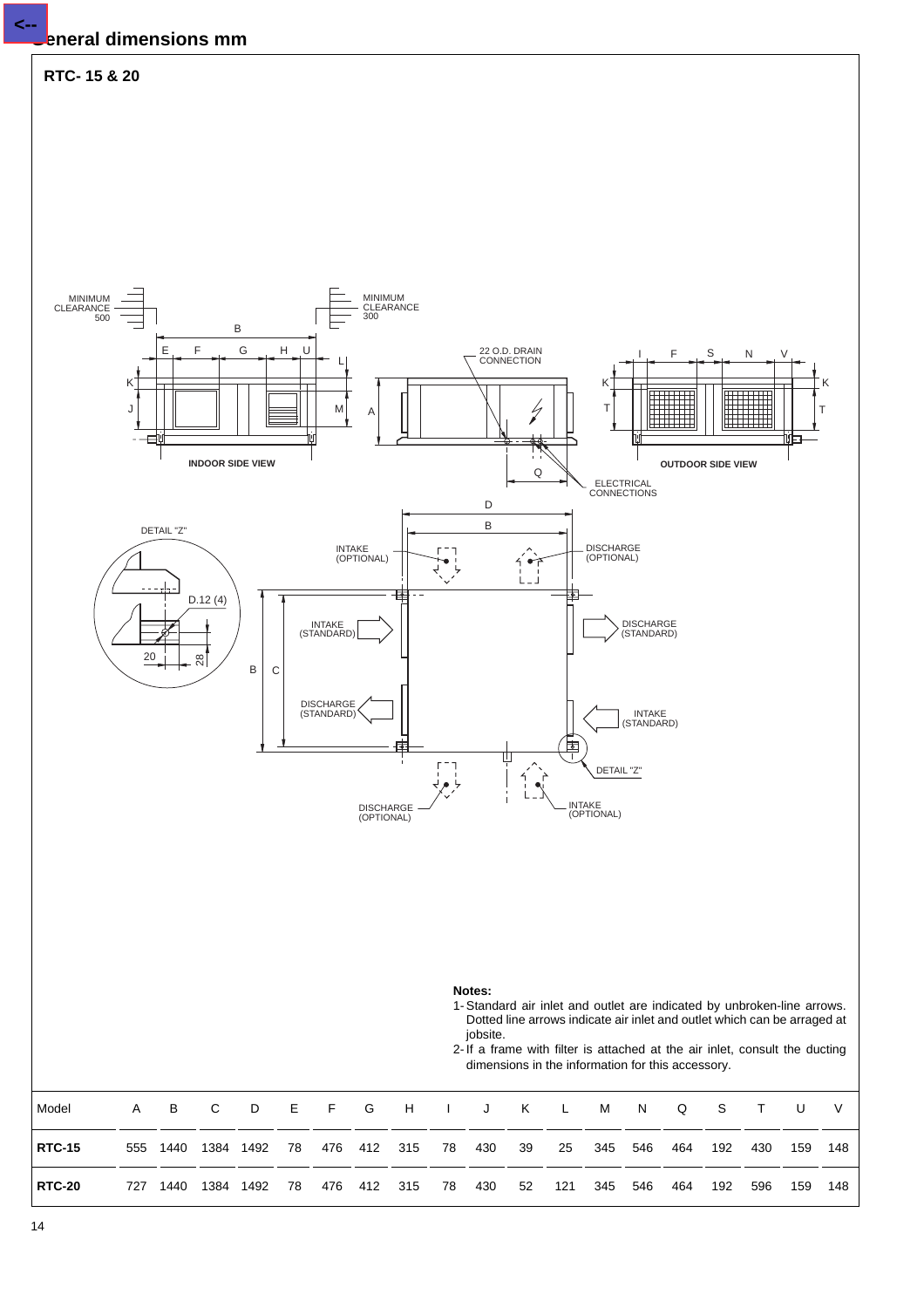# General dimensions mm

## RTC- 15 & 20

**Notes:**

1- Standard air inlet and outlet are indicated by unbroken-line arrows. Dotted line arrows indicate air inlet and outlet which can be arraged at jobsite.

2- If a frame with filter is attached at the air inlet, consult the ducting dimensions in the information for this accessory.

| Model | A | B | C | D | E | F | G | H | I | J | K | L | M | N | Q | S | T | U | V |
|---|---|---|---|---|---|---|---|---|---|---|---|---|---|---|---|---|---|---|---|
| **RTC-15** | 555 | 1440 | 1384 | 1492 | 78 | 476 | 412 | 315 | 78 | 430 | 39 | 25 | 345 | 546 | 464 | 192 | 430 | 159 | 148 |
| **RTC-20** | 727 | 1440 | 1384 | 1492 | 78 | 476 | 412 | 315 | 78 | 430 | 52 | 121 | 345 | 546 | 464 | 192 | 596 | 159 | 148 |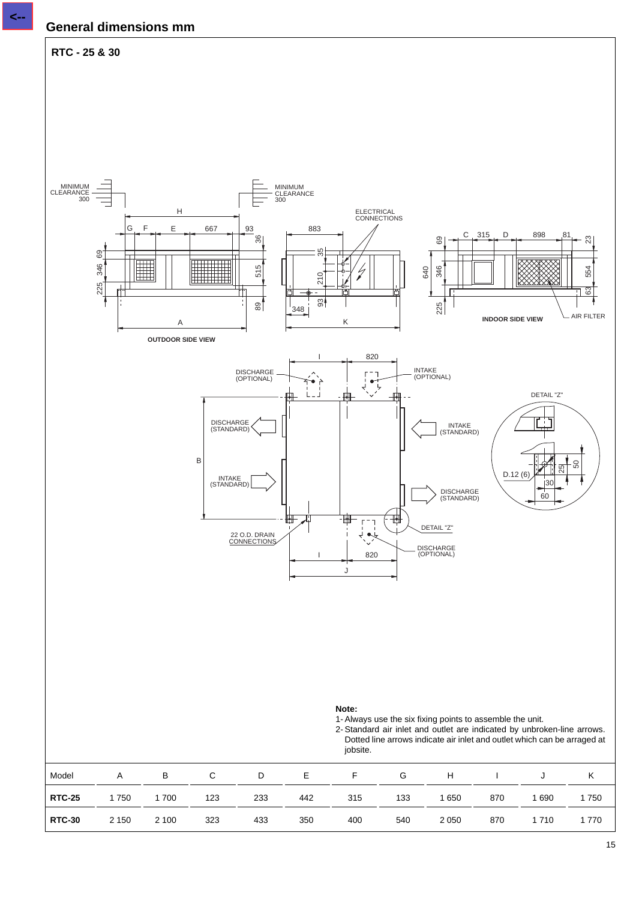## General dimensions mm

### RTC - 25 & 30

MINIMUM CLEARANCE 300

MINIMUM CLEARANCE 300

ELECTRICAL CONNECTIONS

OUTDOOR SIDE VIEW

INDOOR SIDE VIEW

AIR FILTER

DISCHARGE (OPTIONAL)

INTAKE (OPTIONAL)

DISCHARGE (STANDARD)

INTAKE (STANDARD)

INTAKE (STANDARD)

DISCHARGE (STANDARD)

DETAIL "Z"

22 O.D. DRAIN CONNECTIONS

DISCHARGE (OPTIONAL)

**Note:**

1- Always use the six fixing points to assemble the unit.
2- Standard air inlet and outlet are indicated by unbroken-line arrows. Dotted line arrows indicate air inlet and outlet which can be arraged at jobsite.

| Model | A | B | C | D | E | F | G | H | I | J | K |
|---|---|---|---|---|---|---|---|---|---|---|---|
| **RTC-25** | 1 750 | 1 700 | 123 | 233 | 442 | 315 | 133 | 1 650 | 870 | 1 690 | 1 750 |
| **RTC-30** | 2 150 | 2 100 | 323 | 433 | 350 | 400 | 540 | 2 050 | 870 | 1 710 | 1 770 |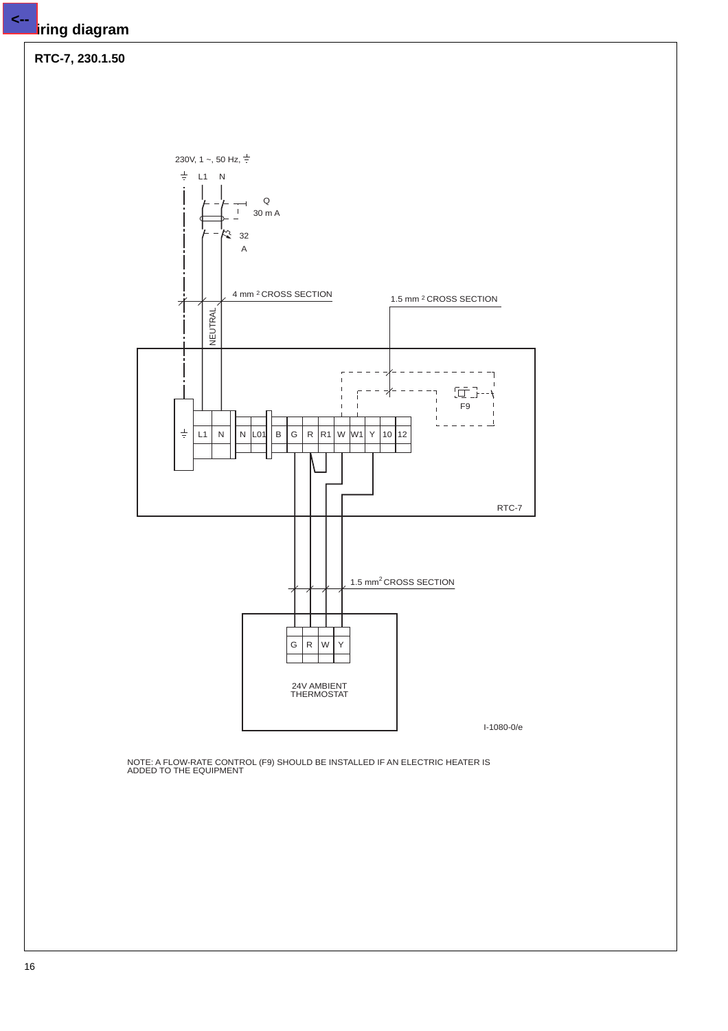## Wiring diagram

**RTC-7, 230.1.50**

230V, 1 ~, 50 Hz, ⏚

⏚ L1 N

Q
30 m A

32
A

4 mm ² CROSS SECTION

1.5 mm ² CROSS SECTION

NEUTRAL

F9

⏚ | L1 | N | N | L01 | B | G | R | R1 | W | W1 | Y | 10 | 12

RTC-7

1.5 mm² CROSS SECTION

G | R | W | Y

24V AMBIENT
THERMOSTAT

I-1080-0/e

NOTE: A FLOW-RATE CONTROL (F9) SHOULD BE INSTALLED IF AN ELECTRIC HEATER IS ADDED TO THE EQUIPMENT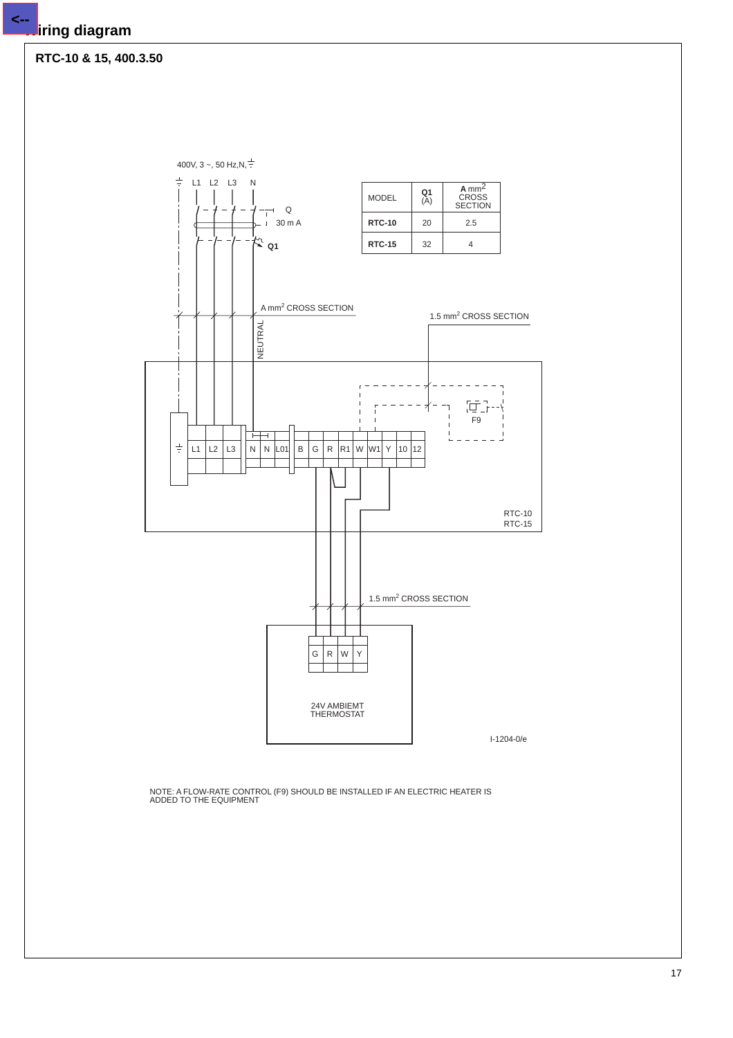# Wiring diagram

## RTC-10 & 15, 400.3.50

400V, 3 ~, 50 Hz,N,⏚

| MODEL | Q1 (A) | A mm² CROSS SECTION |
|---|---|---|
| **RTC-10** | 20 | 2.5 |
| **RTC-15** | 32 | 4 |

L1 L2 L3 N

Q

30 m A

Q1

A mm² CROSS SECTION

NEUTRAL

1.5 mm² CROSS SECTION

F9

⏚ L1 L2 L3 N N L01 B G R R1 W W1 Y 10 12

RTC-10
RTC-15

1.5 mm² CROSS SECTION

G R W Y

24V AMBIEMT THERMOSTAT

I-1204-0/e

NOTE: A FLOW-RATE CONTROL (F9) SHOULD BE INSTALLED IF AN ELECTRIC HEATER IS ADDED TO THE EQUIPMENT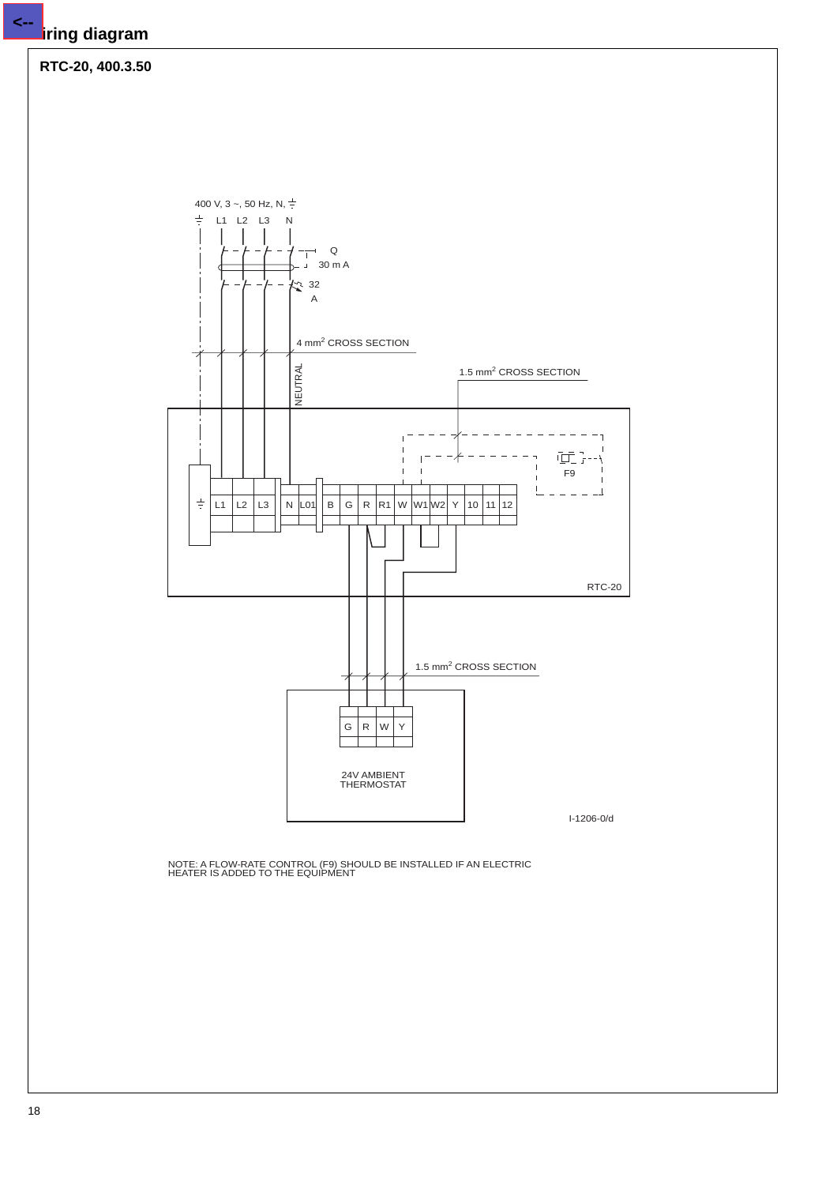## Wiring diagram

### RTC-20, 400.3.50

400 V, 3 ~, 50 Hz, N, ⏚

⏚ L1 L2 L3 N

Q 30 m A

32 A

4 mm² CROSS SECTION

NEUTRAL

1.5 mm² CROSS SECTION

F9

⏚ L1 L2 L3 N L01 B G R R1 W W1 W2 Y 10 11 12

RTC-20

1.5 mm² CROSS SECTION

G R W Y

24V AMBIENT THERMOSTAT

I-1206-0/d

NOTE: A FLOW-RATE CONTROL (F9) SHOULD BE INSTALLED IF AN ELECTRIC HEATER IS ADDED TO THE EQUIPMENT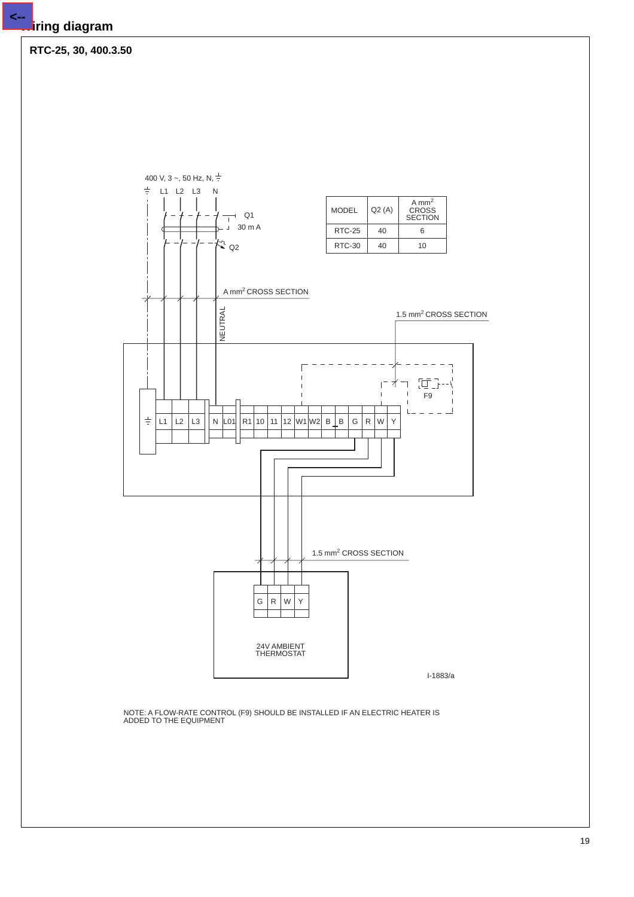# Wiring diagram

## RTC-25, 30, 400.3.50

400 V, 3 ~, 50 Hz, N, ⏚

L1 L2 L3 N

Q1

30 m A

Q2

| MODEL | Q2 (A) | A mm² CROSS SECTION |
|---|---|---|
| RTC-25 | 40 | 6 |
| RTC-30 | 40 | 10 |

A mm² CROSS SECTION

NEUTRAL

1.5 mm² CROSS SECTION

F9

⏚ L1 L2 L3 N L01 R1 10 11 12 W1 W2 B B G R W Y

1.5 mm² CROSS SECTION

G R W Y

24V AMBIENT THERMOSTAT

I-1883/a

NOTE: A FLOW-RATE CONTROL (F9) SHOULD BE INSTALLED IF AN ELECTRIC HEATER IS ADDED TO THE EQUIPMENT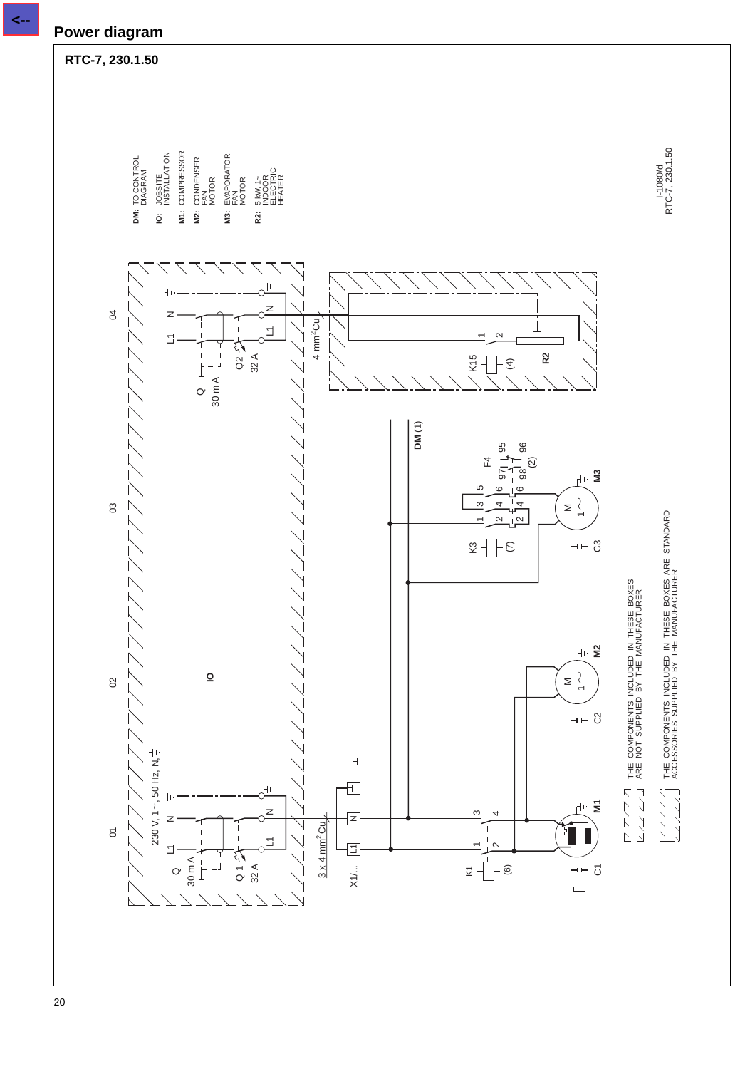## Power diagram

### RTC-7, 230.1.50

**DM:** TO CONTROL DIAGRAM

**IO:** JOBSITE INSTALLATION

**M1:** COMPRESSOR

**M2:** CONDENSER FAN MOTOR

**M3:** EVAPORATOR FAN MOTOR

**R2:** 5 kW,1~ INDOOR ELECTRIC HEATER

I-1080/d
RTC-7, 230.1.50

01 02 03 04

230 V, 1 ~ , 50 Hz, N, ⏚

Q 30 m A
Q 1 32 A
Q2 32 A

L1 N

3 x 4 mm² Cu
4 mm² Cu

X1/... L1 N ⏚

IO

K1 (6) 1 2 3 4
K3 (7) 1 2 3 4 5 6
F4 97 98 95 96 (2)
K15 (4) 1 2

DM (1)

M1 C1
M2 M 1~ C2
M3 M 1~ C3
R2

THE COMPONENTS INCLUDED IN THESE BOXES ARE NOT SUPPLIED BY THE MANUFACTURER

THE COMPONENTS INCLUDED IN THESE BOXES ARE STANDARD ACCESSORIES SUPPLIED BY THE MANUFACTURER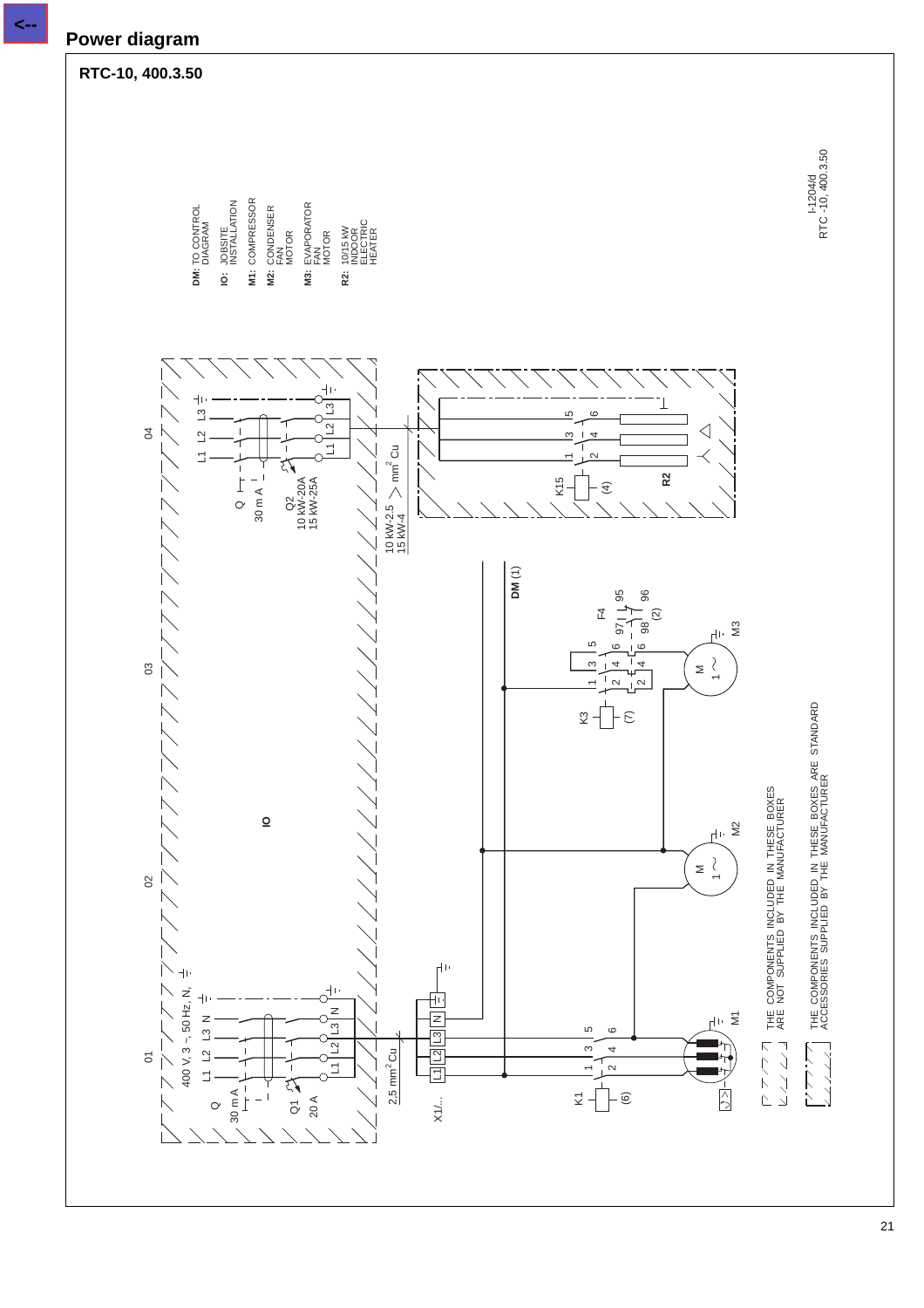# Power diagram

## RTC-10, 400.3.50

**DM:** TO CONTROL DIAGRAM
**IO:** JOBSITE INSTALLATION
**M1:** COMPRESSOR
**M2:** CONDENSER FAN MOTOR
**M3:** EVAPORATOR FAN MOTOR
**R2:** 10/15 kW INDOOR ELECTRIC HEATER

I-1204/d
RTC -10, 400.3.50

01 02 03 04

IO

400 V, 3 ~, 50 Hz, N, ⏚

L1 L2 L3 N ⏚

Q 30 m A

Q1 20 A

2,5 $mm^2$ Cu

X1/...

L1 L2 L3 N ⏚

K1 (6)

M1

M2

K3 (7)

M3

F4 95 96 97 98 (2)

DM (1)

Q 30 m A

Q2 10 kW-20A 15 kW-25A

10 kW-2.5 15 kW-4 > $mm^2$ Cu

K15 (4)

R2

THE COMPONENTS INCLUDED IN THESE BOXES ARE NOT SUPPLIED BY THE MANUFACTURER

THE COMPONENTS INCLUDED IN THESE BOXES ARE STANDARD ACCESSORIES SUPPLIED BY THE MANUFACTURER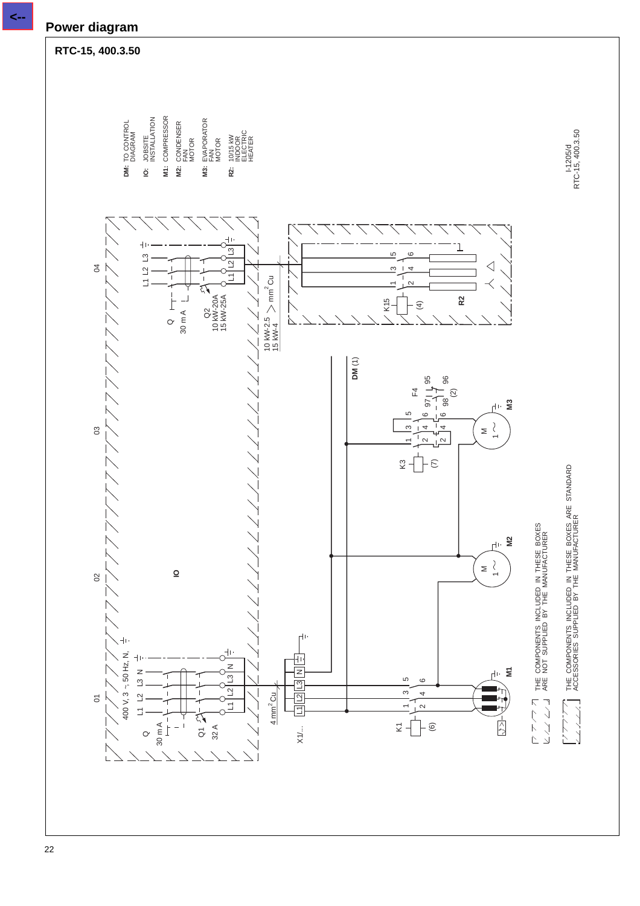## Power diagram

### RTC-15, 400.3.50

**DM:** TO CONTROL DIAGRAM

**IO:** JOBSITE INSTALLATION

**M1:** COMPRESSOR

**M2:** CONDENSER FAN MOTOR

**M3:** EVAPORATOR FAN MOTOR

**R2:** 10/15 kW INDOOR ELECTRIC HEATER

I-1205/d
RTC-15, 400.3.50

01 — 02 — 03 — 04

400 V, 3 ~, 50 Hz, N, ⏚
L1 L2 L3 N
Q 30 m A
Q1 32 A
L1 L2 L3 N ⏚
IO
4 mm² Cu
X1/...
L1 L2 L3 N ⏚
K1 (6) 1 2 3 4 5 6
M1

M 1~ M2

K3 (7) 1 2 3 4 5 6
F4 97 98 95 96 (2)
M 1~ M3

DM (1)

L1 L2 L3
Q 30 m A
Q2 10 kW-20A 15 kW-25A
L1 L2 L3 ⏚
10 kW-2.5 15 kW-4 > mm² Cu
K15 (4) 1 2 3 4 5 6
R2

THE COMPONENTS INCLUDED IN THESE BOXES ARE NOT SUPPLIED BY THE MANUFACTURER

THE COMPONENTS INCLUDED IN THESE BOXES ARE STANDARD ACCESSORIES SUPPLIED BY THE MANUFACTURER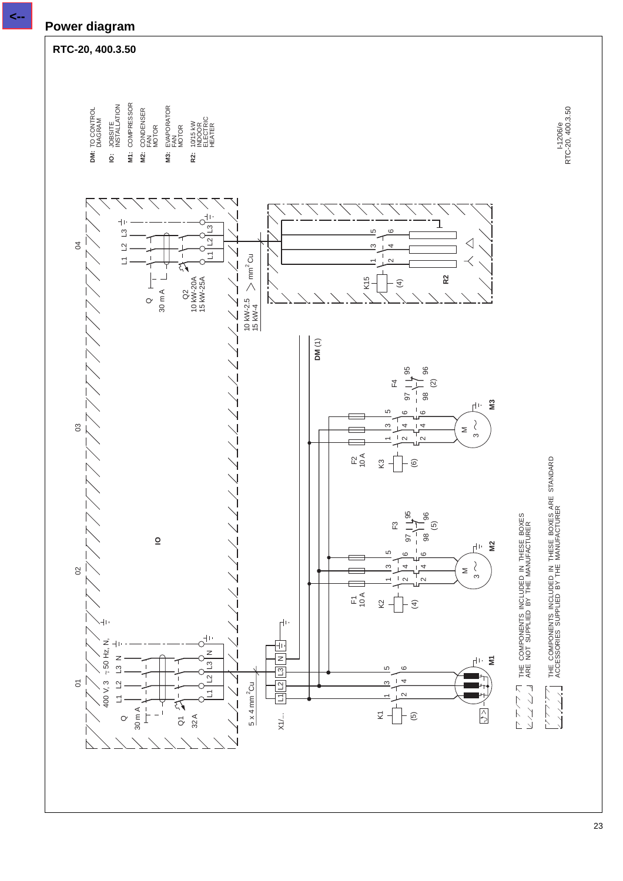# Power diagram

**RTC-20, 400.3.50**

**DM:** TO CONTROL DIAGRAM

**IO:** JOBSITE INSTALLATION

**M1:** COMPRESSOR

**M2:** CONDENSER FAN MOTOR

**M3:** EVAPORATOR FAN MOTOR

**R2:** 10/15 kW INDOOR ELECTRIC HEATER

I-1206/e
RTC-20, 400.3.50

01 | 02 | 03 | 04

400 V, 3 ~50 Hz, N, ⏚

L1 L2 L3 N

Q 30 m A

Q1 32 A

5 x 4 mm² Cu

X1/...

IO

K1 (5)

M1

F1 10 A

K2 (4)

F3 97 98 95 96 (5)

M2 M 3 ~

F2 10 A

K3 (6)

F4 97 98 95 96 (2)

M3 M 3 ~

DM (1)

Q 30 m A

Q2 10 kW-20A 15 kW-25A

10 kW-2.5 15 kW-4 > mm² Cu

K15 (4)

R2

THE COMPONENTS INCLUDED IN THESE BOXES ARE NOT SUPPLIED BY THE MANUFACTURER

THE COMPONENTS INCLUDED IN THESE BOXES ARE STANDARD ACCESSORIES SUPPLIED BY THE MANUFACTURER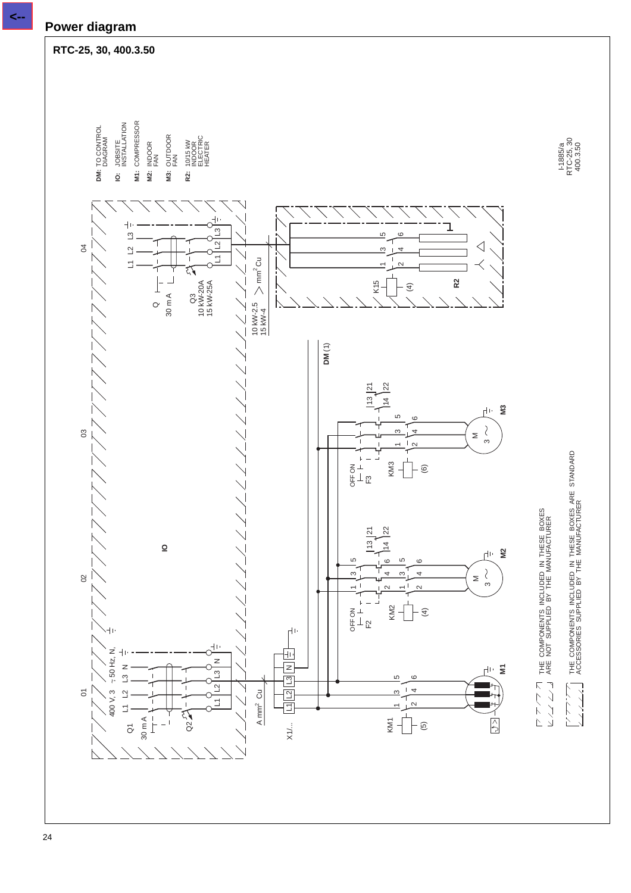# Power diagram

## RTC-25, 30, 400.3.50

**DM:** TO CONTROL DIAGRAM
**IO:** JOBSITE INSTALLATION
**M1:** COMPRESSOR
**M2:** INDOOR FAN
**M3:** OUTDOOR FAN
**R2:** 10/15 kW INDOOR ELECTRIC HEATER

I-1885/a
RTC-25, 30
400.3.50

01 02 03 04

400 V, 3 ~ 50 Hz, N, ⏚

Q1 30 m A

Q2

L1 L2 L3 N

A mm² Cu

X1/...

KM1 (5)

M1

OFF ON F2

KM2 (4)

M2

OFF ON F3

KM3 (6)

M3

DM (1)

IO

Q 30 m A

Q3 10 kW-20A 15 kW-25A

10 kW-2.5 15 kW-4 > mm² Cu

K15 (4)

R2

THE COMPONENTS INCLUDED IN THESE BOXES ARE NOT SUPPLIED BY THE MANUFACTURER

THE COMPONENTS INCLUDED IN THESE BOXES ARE STANDARD ACCESSORIES SUPPLIED BY THE MANUFACTURER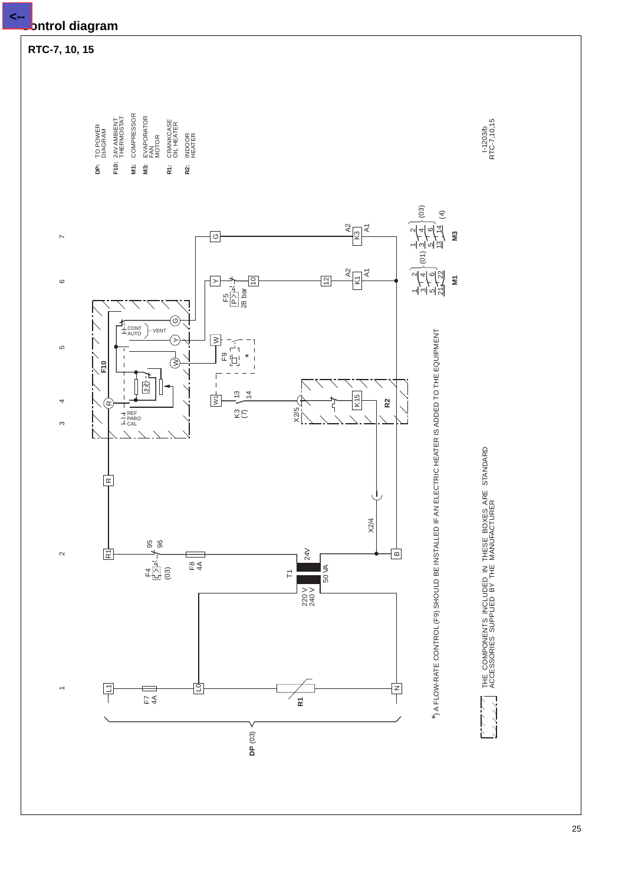# Control diagram

## RTC-7, 10, 15

**DP:** TO POWER DIAGRAM

**F10:** 24V AMBIENT THERMOSTAT

**M1:** COMPRESSOR

**M3:** EVAPORATOR FAN MOTOR

**R1:** CRANKCASE OIL HEATER

**R2:** INDOOR HEATER

I-1203/b
RTC-7,10,15

*) A FLOW-RATE CONTROL (F9) SHOULD BE INSTALLED IF AN ELECTRIC HEATER IS ADDED TO THE EQUIPMENT

THE COMPONENTS INCLUDED IN THESE BOXES ARE STANDARD ACCESSORIES SUPPLIED BY THE MANUFACTURER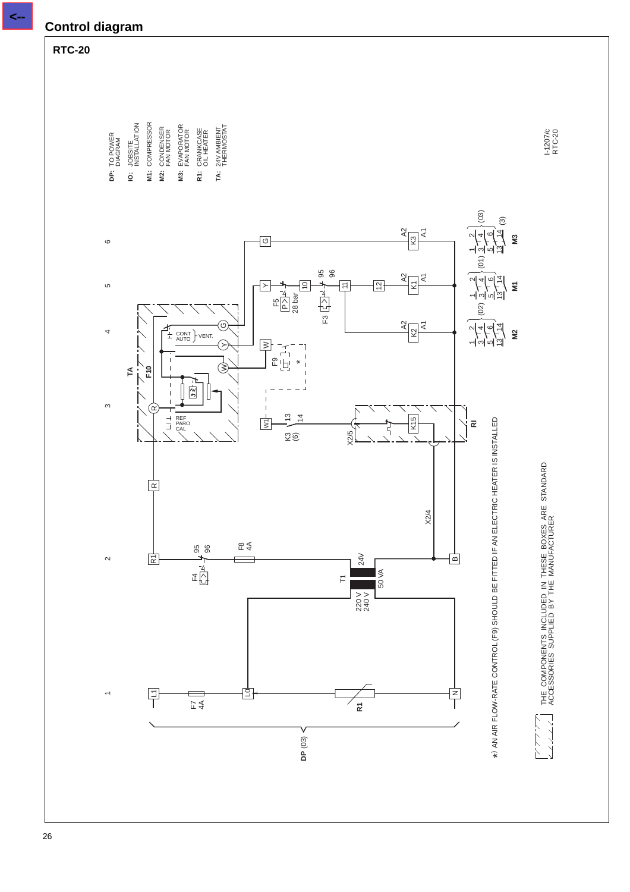## Control diagram

### RTC-20

**DP:** TO POWER DIAGRAM
**IO:** JOBSITE INSTALLATION
**M1:** COMPRESSOR
**M2:** CONDENSER FAN MOTOR
**M3:** EVAPORATOR FAN MOTOR
**R1:** CRANKCASE OIL HEATER
**TA:** 24V AMBIENT THERMOSTAT

I-1207/c
RTC-20

∗) AN AIR FLOW-RATE CONTROL (F9) SHOULD BE FITTED IF AN ELECTRIC HEATER IS INSTALLED

THE COMPONENTS INCLUDED IN THESE BOXES ARE STANDARD ACCESSORIES SUPPLIED BY THE MANUFACTURER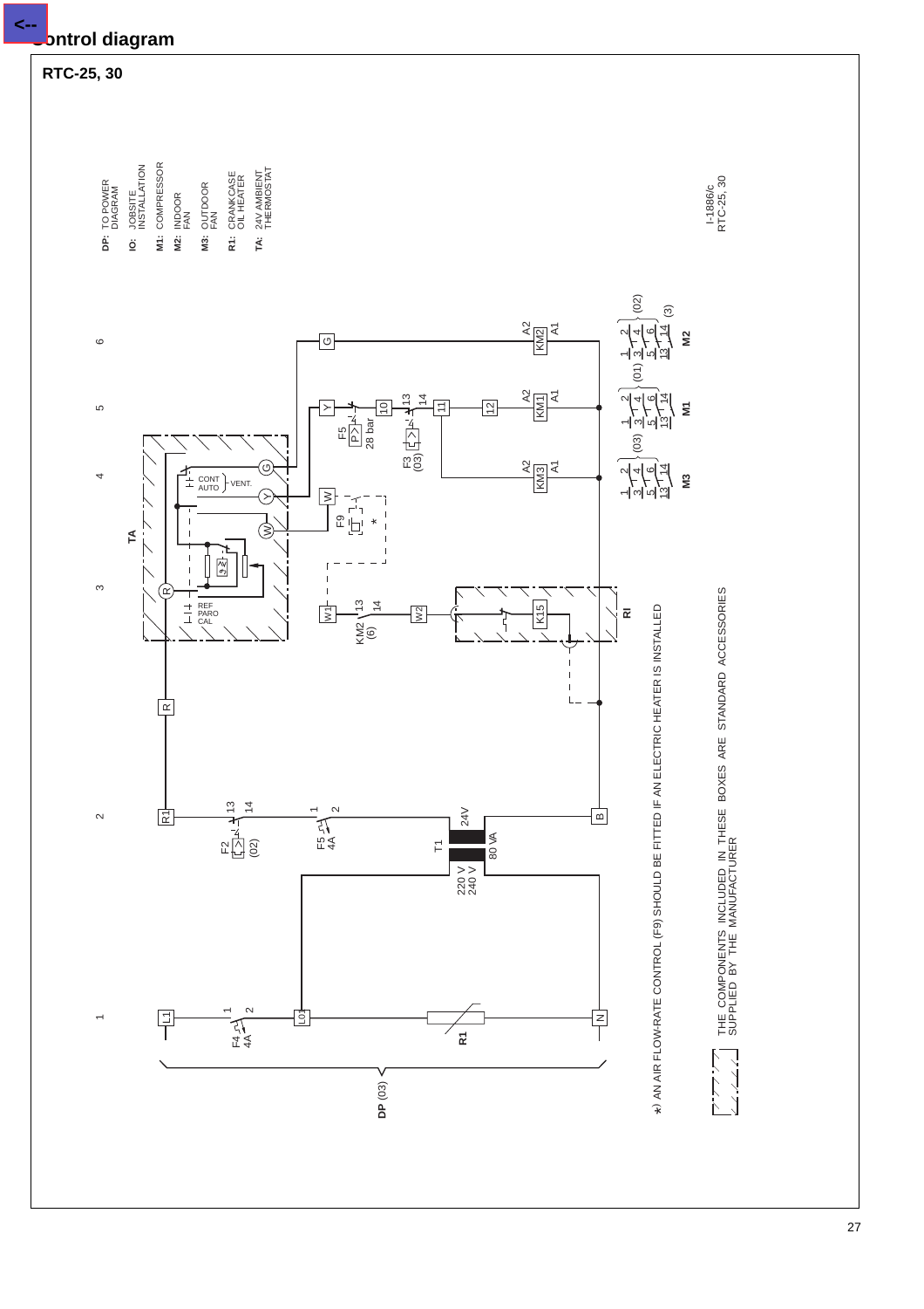# Control diagram

## RTC-25, 30

**DP:** TO POWER DIAGRAM

**IO:** JOBSITE INSTALLATION

**M1:** COMPRESSOR

**M2:** INDOOR FAN

**M3:** OUTDOOR FAN

**R1:** CRANKCASE OIL HEATER

**TA:** 24V AMBIENT THERMOSTAT

1 2 3 4 5 6

TA

CONT AUTO VENT.

REF PARO CAL

R G Y W

F5 P> 28 bar

F3 (03) 13 14

F9 *

KM2 (6) 13 14

W1 W2

K15

RI

10 11 12

KM1 KM2 KM3

A2 A1

M3 M2 M1

(01) (02) (03) (3)

R1

F2 (02) 13 14

F5 4A 1 2

T1 24V 80 VA 220 V 240 V

B

L1 F4 4A 1 2

L01

R1

N

DP (03)

*) AN AIR FLOW-RATE CONTROL (F9) SHOULD BE FITTED IF AN ELECTRIC HEATER IS INSTALLED

THE COMPONENTS INCLUDED IN THESE BOXES ARE STANDARD ACCESSORIES SUPPLIED BY THE MANUFACTURER

I-1886/c
RTC-25, 30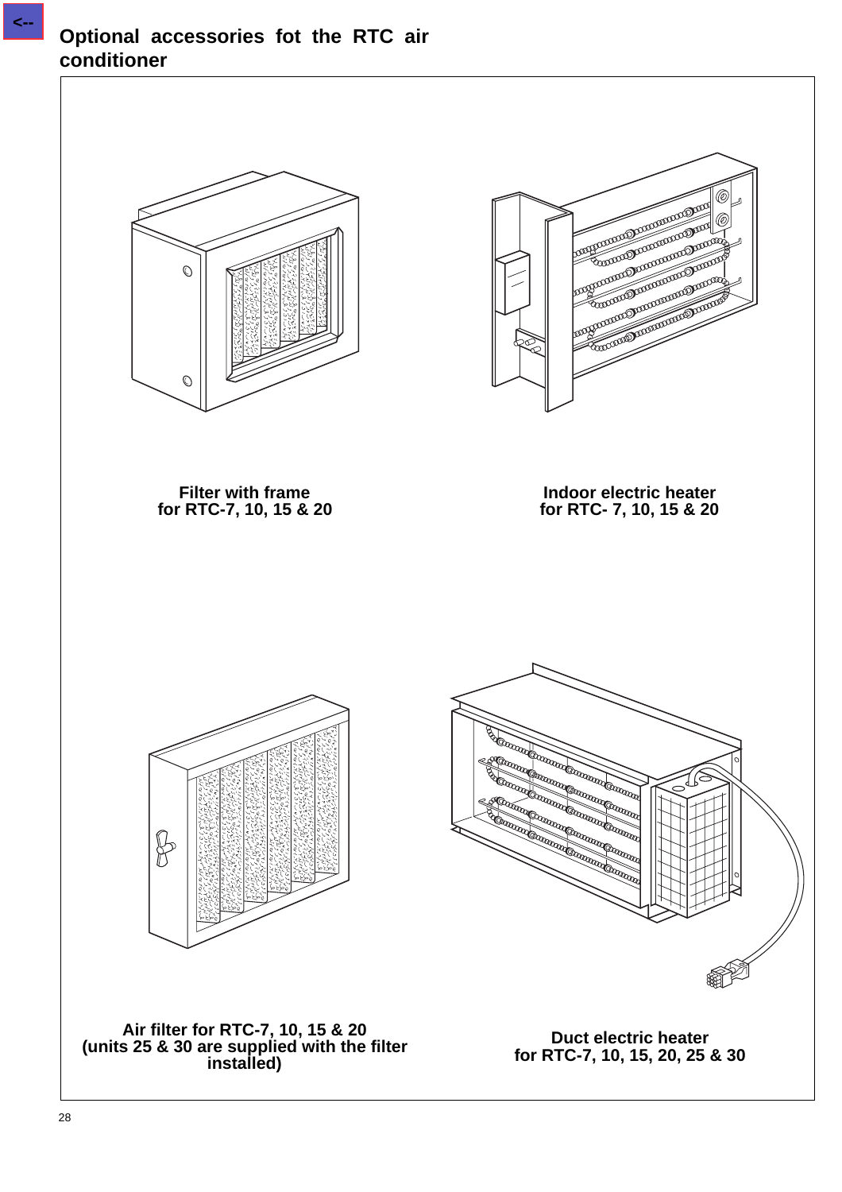## Optional accessories fot the RTC air conditioner

**Filter with frame**
**for RTC-7, 10, 15 & 20**

**Indoor electric heater**
**for RTC- 7, 10, 15 & 20**

**Air filter for RTC-7, 10, 15 & 20**
**(units 25 & 30 are supplied with the filter installed)**

**Duct electric heater**
**for RTC-7, 10, 15, 20, 25 & 30**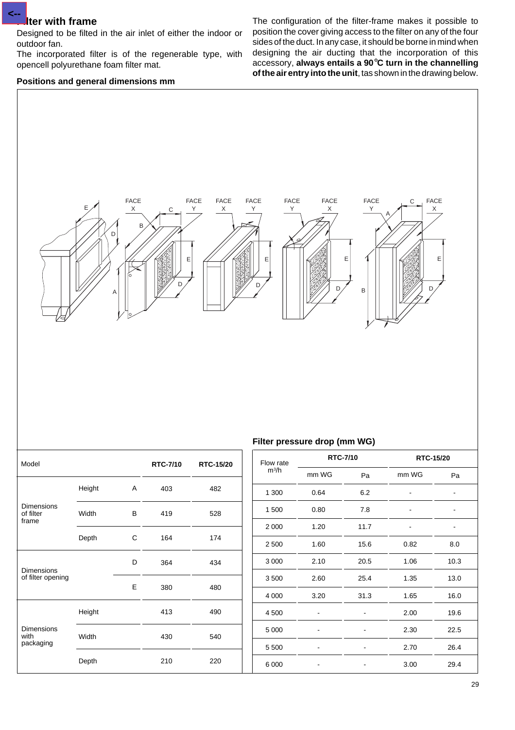## Filter with frame

Designed to be filted in the air inlet of either the indoor or outdoor fan.

The incorporated filter is of the regenerable type, with opencell polyurethane foam filter mat.

### Positions and general dimensions mm

The configuration of the filter-frame makes it possible to position the cover giving access to the filter on any of the four sides of the duct. In any case, it should be borne in mind when designing the air ducting that the incorporation of this accessory, **always entails a 90°C turn in the channelling of the air entry into the unit**, tas shown in the drawing below.

| Model | | | RTC-7/10 | RTC-15/20 |
|---|---|---|---|---|
| Dimensions of filter frame | Height | A | 403 | 482 |
| | Width | B | 419 | 528 |
| | Depth | C | 164 | 174 |
| Dimensions of filter opening | | D | 364 | 434 |
| | | E | 380 | 480 |
| Dimensions with packaging | Height | | 413 | 490 |
| | Width | | 430 | 540 |
| | Depth | | 210 | 220 |

### Filter pressure drop (mm WG)

| Flow rate $m^3/h$ | RTC-7/10 | | RTC-15/20 | |
|---|---|---|---|---|
| | mm WG | Pa | mm WG | Pa |
| 1 300 | 0.64 | 6.2 | - | - |
| 1 500 | 0.80 | 7.8 | - | - |
| 2 000 | 1.20 | 11.7 | - | - |
| 2 500 | 1.60 | 15.6 | 0.82 | 8.0 |
| 3 000 | 2.10 | 20.5 | 1.06 | 10.3 |
| 3 500 | 2.60 | 25.4 | 1.35 | 13.0 |
| 4 000 | 3.20 | 31.3 | 1.65 | 16.0 |
| 4 500 | - | - | 2.00 | 19.6 |
| 5 000 | - | - | 2.30 | 22.5 |
| 5 500 | - | - | 2.70 | 26.4 |
| 6 000 | - | - | 3.00 | 29.4 |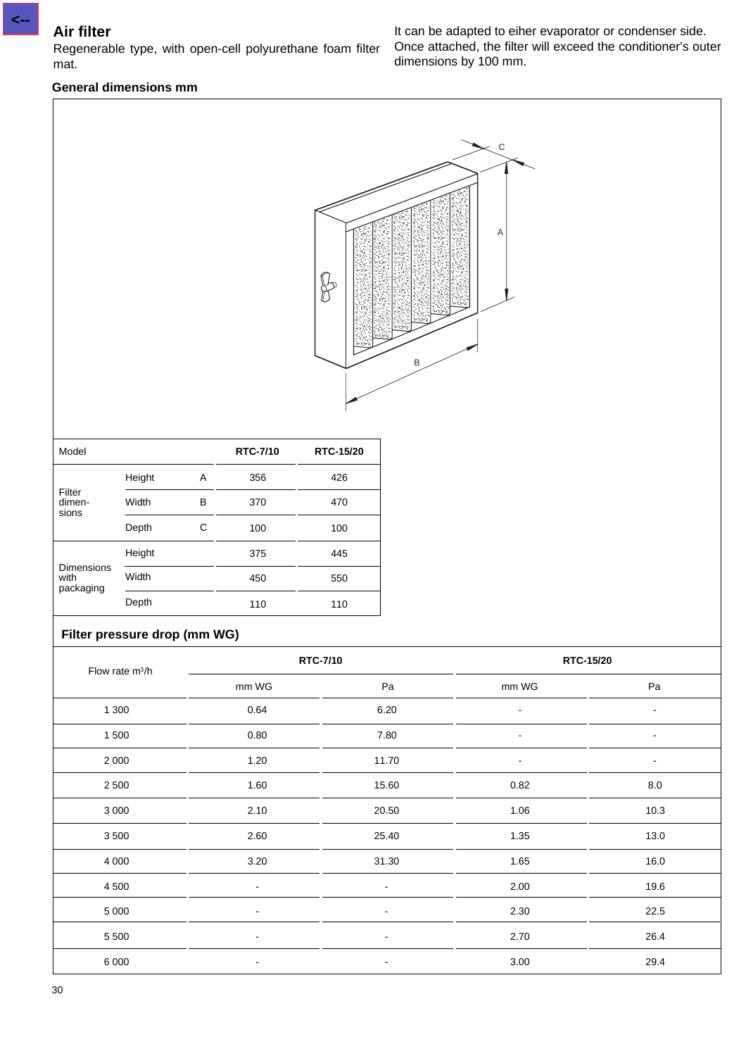## Air filter

Regenerable type, with open-cell polyurethane foam filter mat.

It can be adapted to eiher evaporator or condenser side. Once attached, the filter will exceed the conditioner's outer dimensions by 100 mm.

### General dimensions mm

| Model | | | RTC-7/10 | RTC-15/20 |
|---|---|---|---|---|
| Filter dimen-sions | Height | A | 356 | 426 |
| | Width | B | 370 | 470 |
| | Depth | C | 100 | 100 |
| Dimensions with packaging | Height | | 375 | 445 |
| | Width | | 450 | 550 |
| | Depth | | 110 | 110 |

### Filter pressure drop (mm WG)

| Flow rate m³/h | RTC-7/10 | | RTC-15/20 | |
|---|---|---|---|---|
| | mm WG | Pa | mm WG | Pa |
| 1 300 | 0.64 | 6.20 | - | - |
| 1 500 | 0.80 | 7.80 | - | - |
| 2 000 | 1.20 | 11.70 | - | - |
| 2 500 | 1.60 | 15.60 | 0.82 | 8.0 |
| 3 000 | 2.10 | 20.50 | 1.06 | 10.3 |
| 3 500 | 2.60 | 25.40 | 1.35 | 13.0 |
| 4 000 | 3.20 | 31.30 | 1.65 | 16.0 |
| 4 500 | - | - | 2.00 | 19.6 |
| 5 000 | - | - | 2.30 | 22.5 |
| 5 500 | - | - | 2.70 | 26.4 |
| 6 000 | - | - | 3.00 | 29.4 |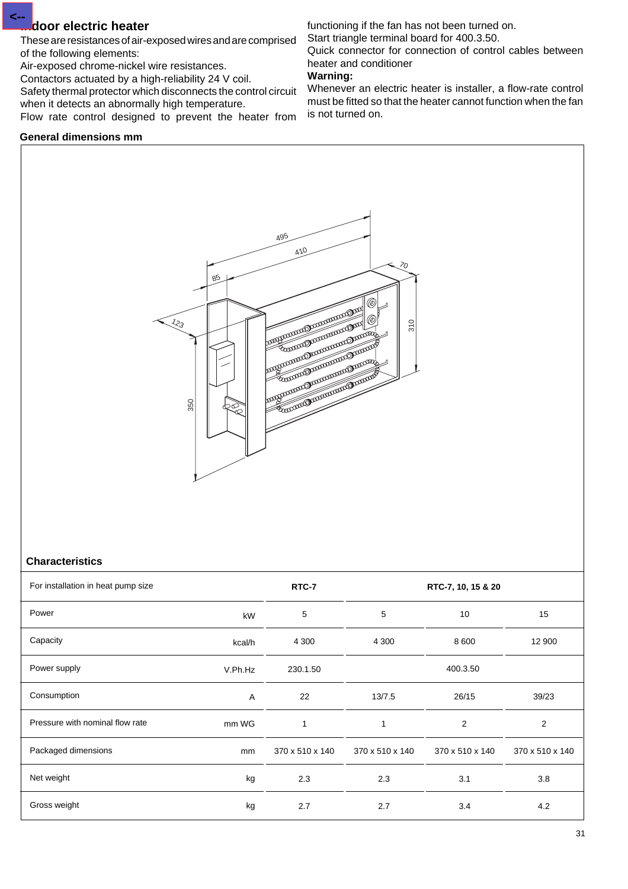## Indoor electric heater

These are resistances of air-exposed wires and are comprised of the following elements:

Air-exposed chrome-nickel wire resistances.

Contactors actuated by a high-reliability 24 V coil.

Safety thermal protector which disconnects the control circuit when it detects an abnormally high temperature.

Flow rate control designed to prevent the heater from functioning if the fan has not been turned on.

Start triangle terminal board for 400.3.50.

Quick connector for connection of control cables between heater and conditioner

**Warning:**

Whenever an electric heater is installer, a flow-rate control must be fitted so that the heater cannot function when the fan is not turned on.

**General dimensions mm**

**Characteristics**

| For installation in heat pump size | | RTC-7 | RTC-7, 10, 15 & 20 | | |
|---|---|---|---|---|---|
| Power | kW | 5 | 5 | 10 | 15 |
| Capacity | kcal/h | 4 300 | 4 300 | 8 600 | 12 900 |
| Power supply | V.Ph.Hz | 230.1.50 | 400.3.50 | | |
| Consumption | A | 22 | 13/7.5 | 26/15 | 39/23 |
| Pressure with nominal flow rate | mm WG | 1 | 1 | 2 | 2 |
| Packaged dimensions | mm | 370 x 510 x 140 | 370 x 510 x 140 | 370 x 510 x 140 | 370 x 510 x 140 |
| Net weight | kg | 2.3 | 2.3 | 3.1 | 3.8 |
| Gross weight | kg | 2.7 | 2.7 | 3.4 | 4.2 |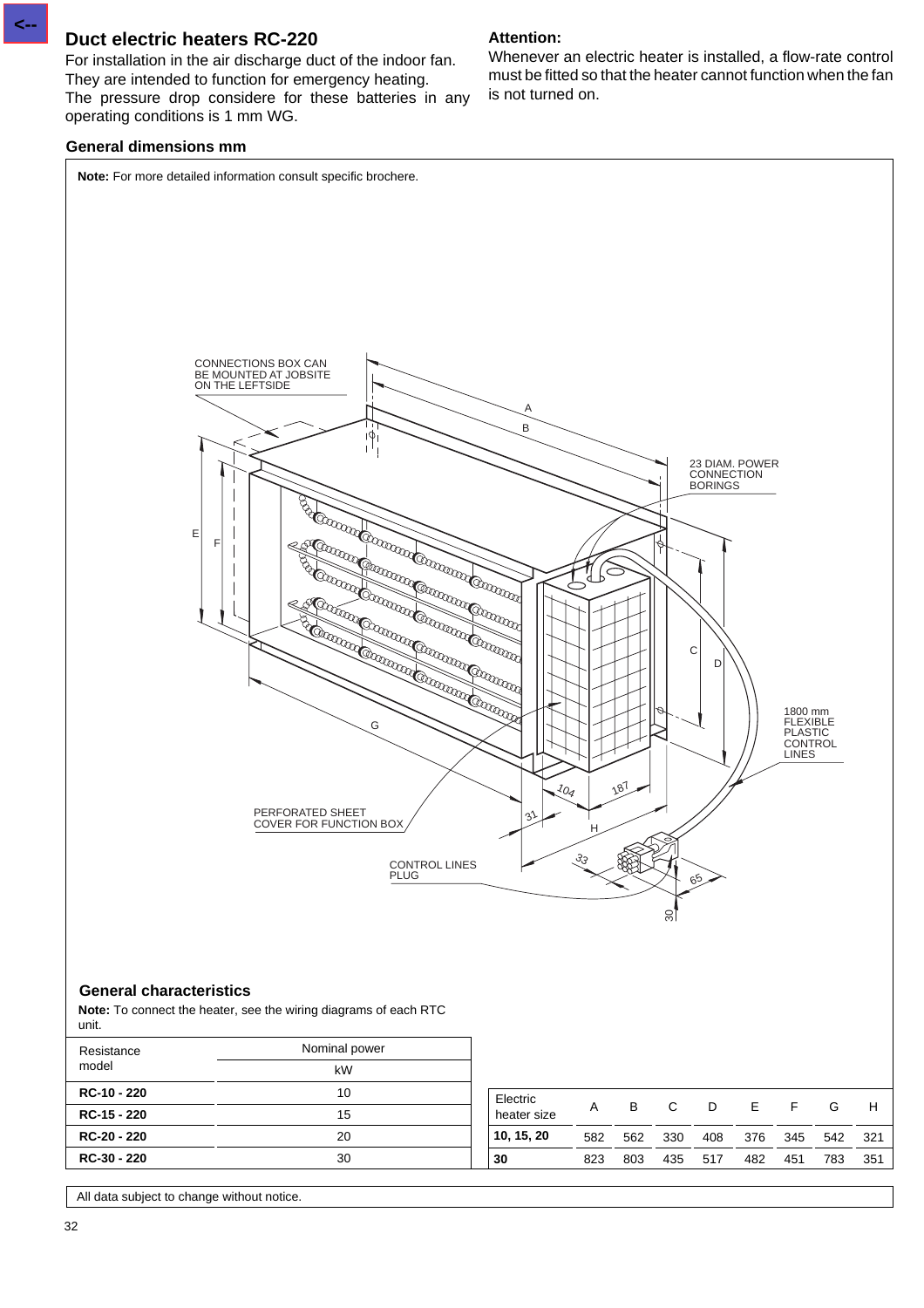## Duct electric heaters RC-220

For installation in the air discharge duct of the indoor fan. They are intended to function for emergency heating.
The pressure drop considere for these batteries in any operating conditions is 1 mm WG.

**Attention:**
Whenever an electric heater is installed, a flow-rate control must be fitted so that the heater cannot function when the fan is not turned on.

### General dimensions mm

**Note:** For more detailed information consult specific brochere.

CONNECTIONS BOX CAN BE MOUNTED AT JOBSITE ON THE LEFTSIDE

23 DIAM. POWER CONNECTION BORINGS

1800 mm FLEXIBLE PLASTIC CONTROL LINES

PERFORATED SHEET COVER FOR FUNCTION BOX

CONTROL LINES PLUG

### General characteristics

**Note:** To connect the heater, see the wiring diagrams of each RTC unit.

| Resistance model | Nominal power kW |
|---|---|
| **RC-10 - 220** | 10 |
| **RC-15 - 220** | 15 |
| **RC-20 - 220** | 20 |
| **RC-30 - 220** | 30 |

| Electric heater size | A | B | C | D | E | F | G | H |
|---|---|---|---|---|---|---|---|---|
| **10, 15, 20** | 582 | 562 | 330 | 408 | 376 | 345 | 542 | 321 |
| **30** | 823 | 803 | 435 | 517 | 482 | 451 | 783 | 351 |

All data subject to change without notice.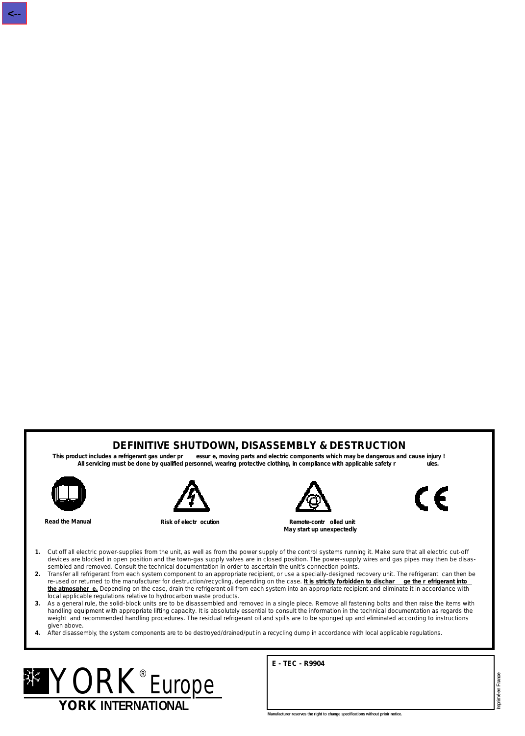<--

## DEFINITIVE SHUTDOWN, DISASSEMBLY & DESTRUCTION

**This product includes a refrigerant gas under pressure, moving parts and electric components which may be dangerous and cause injury !**
**All servicing must be done by qualified personnel, wearing protective clothing, in compliance with applicable safety rules.**

**Read the Manual**

**Risk of electrocution**

**Remote-controlled unit**
**May start up unexpectedly**

1. Cut off all electric power-supplies from the unit, as well as from the power supply of the control systems running it. Make sure that all electric cut-off devices are blocked in open position and the town-gas supply valves are in closed position. The power-supply wires and gas pipes may then be disassembled and removed. Consult the technical documentation in order to ascertain the unit's connection points.
2. Transfer all refrigerant from each system component to an appropriate recipient, or use a specially-designed recovery unit. The refrigerant can then be re-used or returned to the manufacturer for destruction/recycling, depending on the case. **It is strictly forbidden to discharge the refrigerant into the atmosphere.** Depending on the case, drain the refrigerant oil from each system into an appropriate recipient and eliminate it in accordance with local applicable regulations relative to hydrocarbon waste products.
3. As a general rule, the solid-block units are to be disassembled and removed in a single piece. Remove all fastening bolts and then raise the items with handling equipment with appropriate lifting capacity. It is absolutely essential to consult the information in the technical documentation as regards the weight and recommended handling procedures. The residual refrigerant oil and spills are to be sponged up and eliminated according to instructions given above.
4. After disassembly, the system components are to be destroyed/drained/put in a recycling dump in accordance with local applicable regulations.

YORK® Europe
**YORK** INTERNATIONAL

**E - TEC - R9904**

Manufacturer reserves the right to change specifications without prioir notice.

Imprimé en France